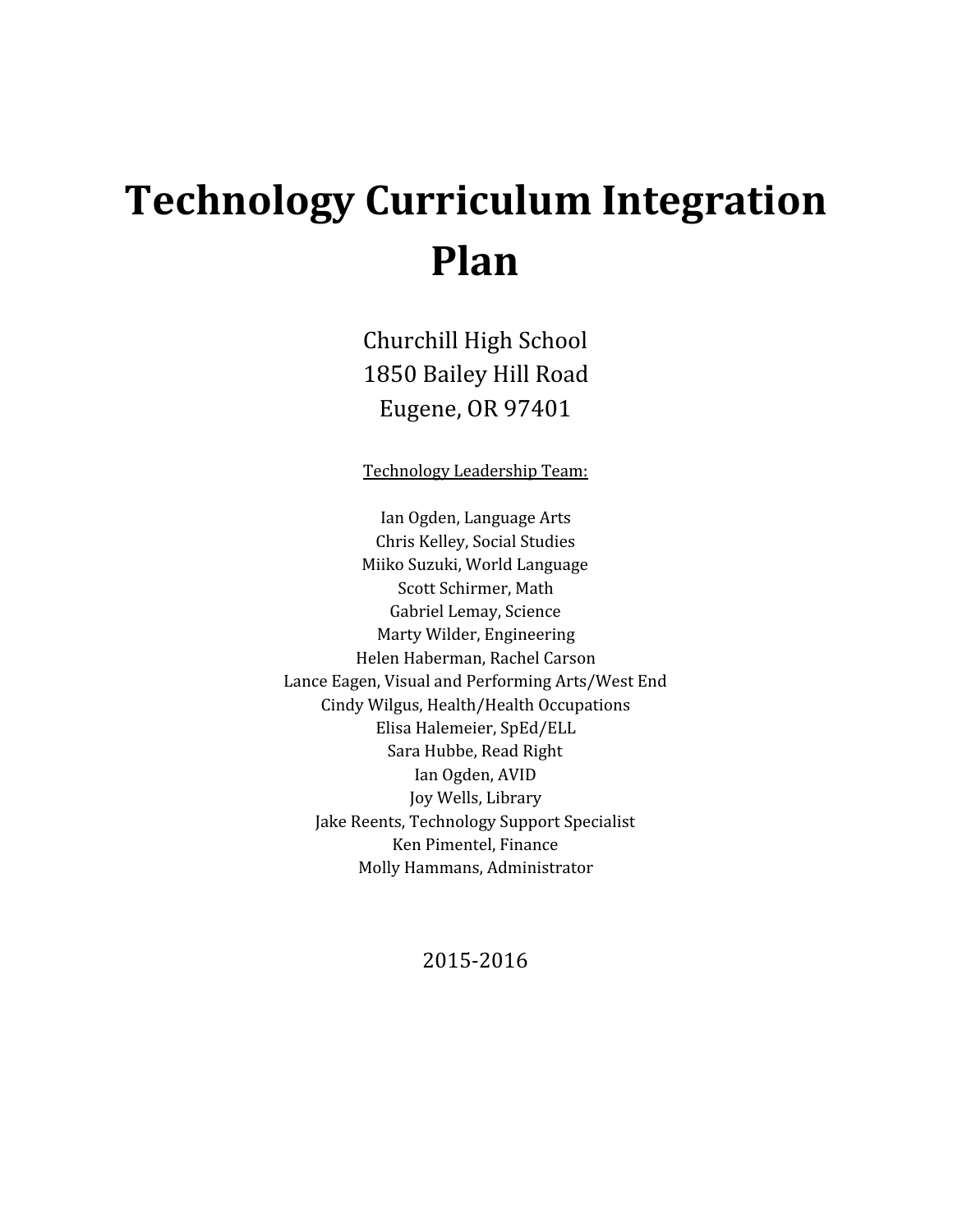# Technology Curriculum Integration Plan

Churchill High School
1850 Bailey Hill Road
Eugene, OR 97401

Technology Leadership Team:

Ian Ogden, Language Arts
Chris Kelley, Social Studies
Miiko Suzuki, World Language
Scott Schirmer, Math
Gabriel Lemay, Science
Marty Wilder, Engineering
Helen Haberman, Rachel Carson
Lance Eagen, Visual and Performing Arts/West End
Cindy Wilgus, Health/Health Occupations
Elisa Halemeier, SpEd/ELL
Sara Hubbe, Read Right
Ian Ogden, AVID
Joy Wells, Library
Jake Reents, Technology Support Specialist
Ken Pimentel, Finance
Molly Hammans, Administrator

2015-2016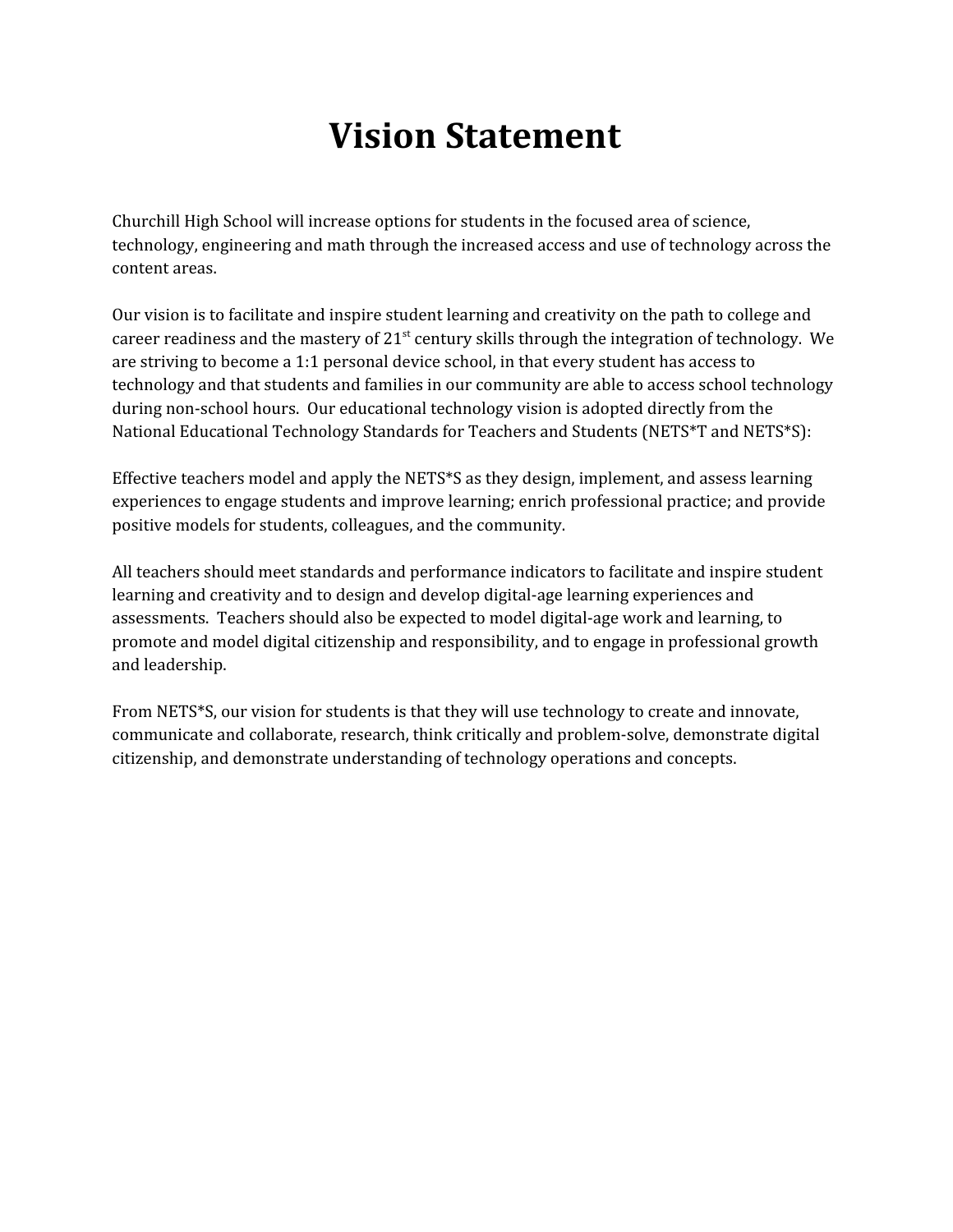# Vision Statement

Churchill High School will increase options for students in the focused area of science, technology, engineering and math through the increased access and use of technology across the content areas.

Our vision is to facilitate and inspire student learning and creativity on the path to college and career readiness and the mastery of 21st century skills through the integration of technology. We are striving to become a 1:1 personal device school, in that every student has access to technology and that students and families in our community are able to access school technology during non-school hours. Our educational technology vision is adopted directly from the National Educational Technology Standards for Teachers and Students (NETS*T and NETS*S):

Effective teachers model and apply the NETS*S as they design, implement, and assess learning experiences to engage students and improve learning; enrich professional practice; and provide positive models for students, colleagues, and the community.

All teachers should meet standards and performance indicators to facilitate and inspire student learning and creativity and to design and develop digital-age learning experiences and assessments. Teachers should also be expected to model digital-age work and learning, to promote and model digital citizenship and responsibility, and to engage in professional growth and leadership.

From NETS*S, our vision for students is that they will use technology to create and innovate, communicate and collaborate, research, think critically and problem-solve, demonstrate digital citizenship, and demonstrate understanding of technology operations and concepts.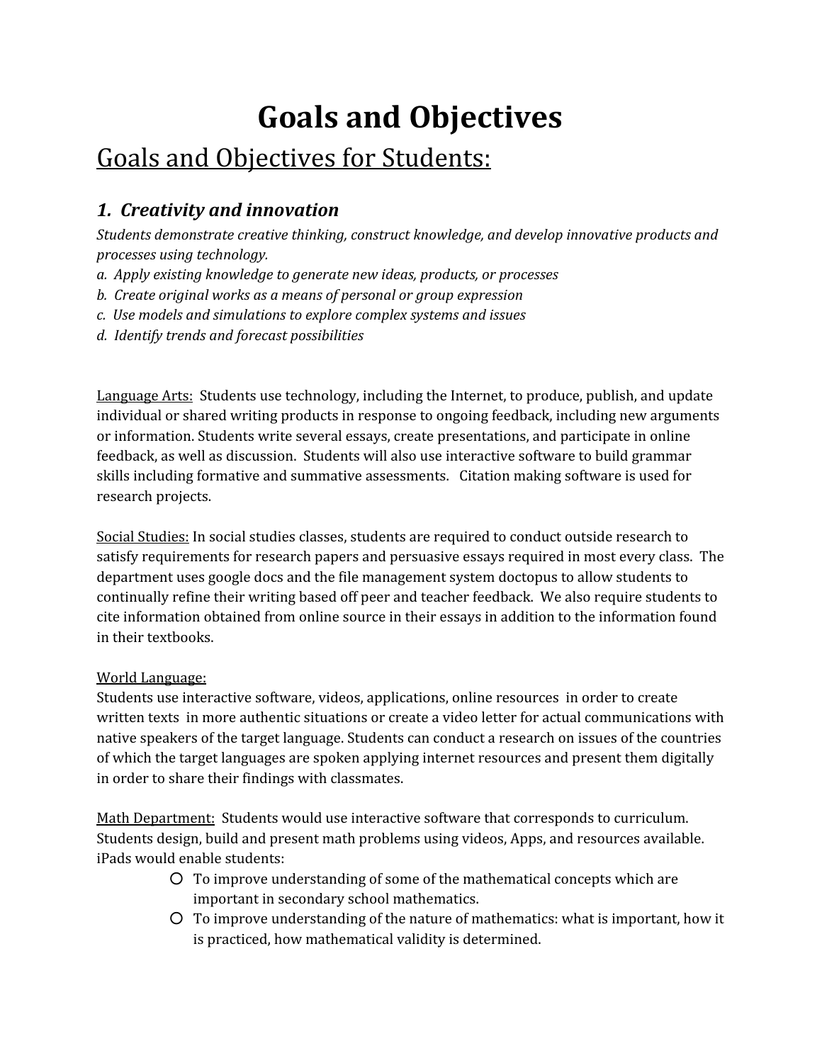# Goals and Objectives

## Goals and Objectives for Students:

### *1. Creativity and innovation*

*Students demonstrate creative thinking, construct knowledge, and develop innovative products and processes using technology.*

*a. Apply existing knowledge to generate new ideas, products, or processes*

*b. Create original works as a means of personal or group expression*

*c. Use models and simulations to explore complex systems and issues*

*d. Identify trends and forecast possibilities*

Language Arts: Students use technology, including the Internet, to produce, publish, and update individual or shared writing products in response to ongoing feedback, including new arguments or information. Students write several essays, create presentations, and participate in online feedback, as well as discussion. Students will also use interactive software to build grammar skills including formative and summative assessments. Citation making software is used for research projects.

Social Studies: In social studies classes, students are required to conduct outside research to satisfy requirements for research papers and persuasive essays required in most every class. The department uses google docs and the file management system doctopus to allow students to continually refine their writing based off peer and teacher feedback. We also require students to cite information obtained from online source in their essays in addition to the information found in their textbooks.

World Language:
Students use interactive software, videos, applications, online resources in order to create written texts in more authentic situations or create a video letter for actual communications with native speakers of the target language. Students can conduct a research on issues of the countries of which the target languages are spoken applying internet resources and present them digitally in order to share their findings with classmates.

Math Department: Students would use interactive software that corresponds to curriculum. Students design, build and present math problems using videos, Apps, and resources available. iPads would enable students:

- To improve understanding of some of the mathematical concepts which are important in secondary school mathematics.
- To improve understanding of the nature of mathematics: what is important, how it is practiced, how mathematical validity is determined.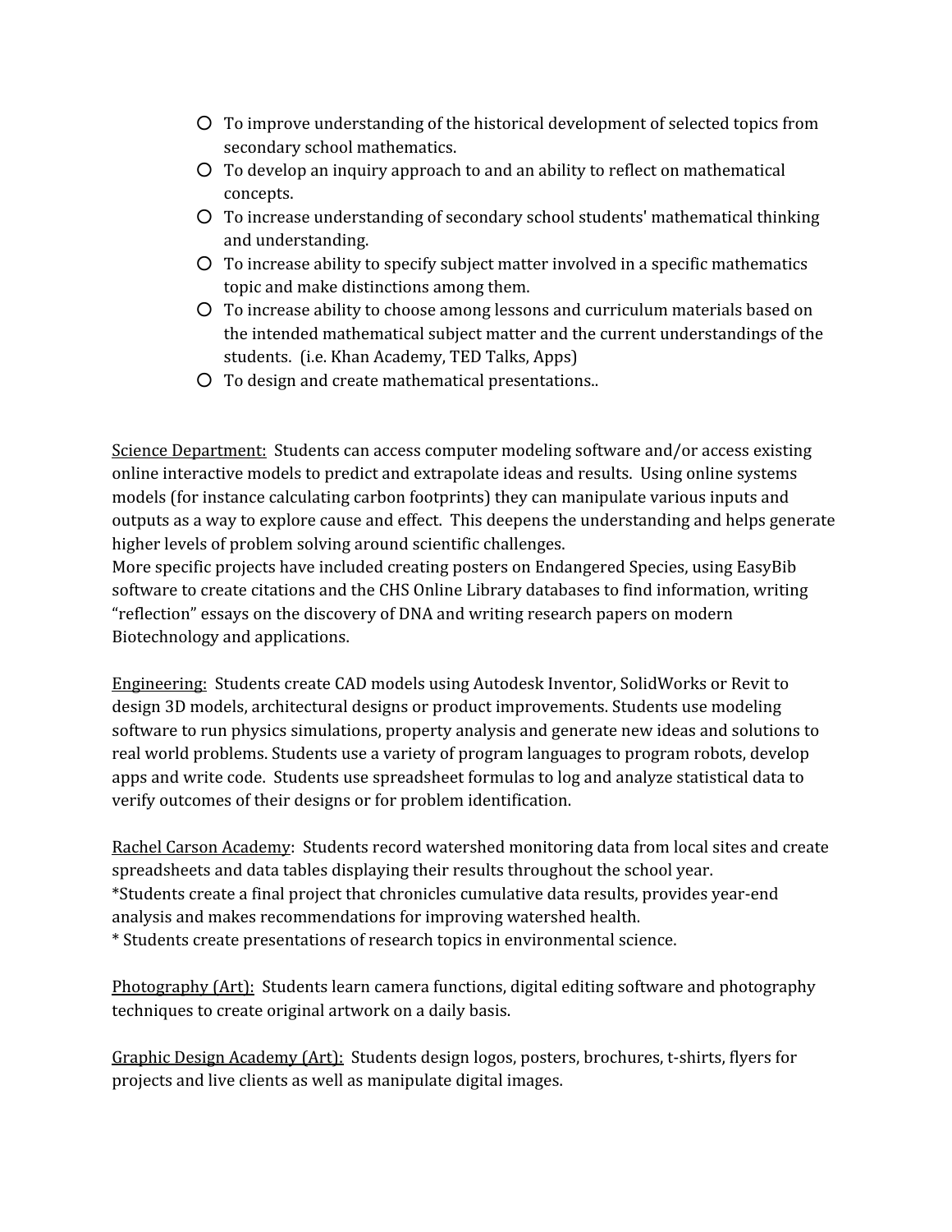- To improve understanding of the historical development of selected topics from secondary school mathematics.
- To develop an inquiry approach to and an ability to reflect on mathematical concepts.
- To increase understanding of secondary school students' mathematical thinking and understanding.
- To increase ability to specify subject matter involved in a specific mathematics topic and make distinctions among them.
- To increase ability to choose among lessons and curriculum materials based on the intended mathematical subject matter and the current understandings of the students. (i.e. Khan Academy, TED Talks, Apps)
- To design and create mathematical presentations..

Science Department: Students can access computer modeling software and/or access existing online interactive models to predict and extrapolate ideas and results. Using online systems models (for instance calculating carbon footprints) they can manipulate various inputs and outputs as a way to explore cause and effect. This deepens the understanding and helps generate higher levels of problem solving around scientific challenges.
More specific projects have included creating posters on Endangered Species, using EasyBib software to create citations and the CHS Online Library databases to find information, writing "reflection" essays on the discovery of DNA and writing research papers on modern Biotechnology and applications.

Engineering: Students create CAD models using Autodesk Inventor, SolidWorks or Revit to design 3D models, architectural designs or product improvements. Students use modeling software to run physics simulations, property analysis and generate new ideas and solutions to real world problems. Students use a variety of program languages to program robots, develop apps and write code. Students use spreadsheet formulas to log and analyze statistical data to verify outcomes of their designs or for problem identification.

Rachel Carson Academy: Students record watershed monitoring data from local sites and create spreadsheets and data tables displaying their results throughout the school year.
*Students create a final project that chronicles cumulative data results, provides year-end analysis and makes recommendations for improving watershed health.
* Students create presentations of research topics in environmental science.

Photography (Art): Students learn camera functions, digital editing software and photography techniques to create original artwork on a daily basis.

Graphic Design Academy (Art): Students design logos, posters, brochures, t-shirts, flyers for projects and live clients as well as manipulate digital images.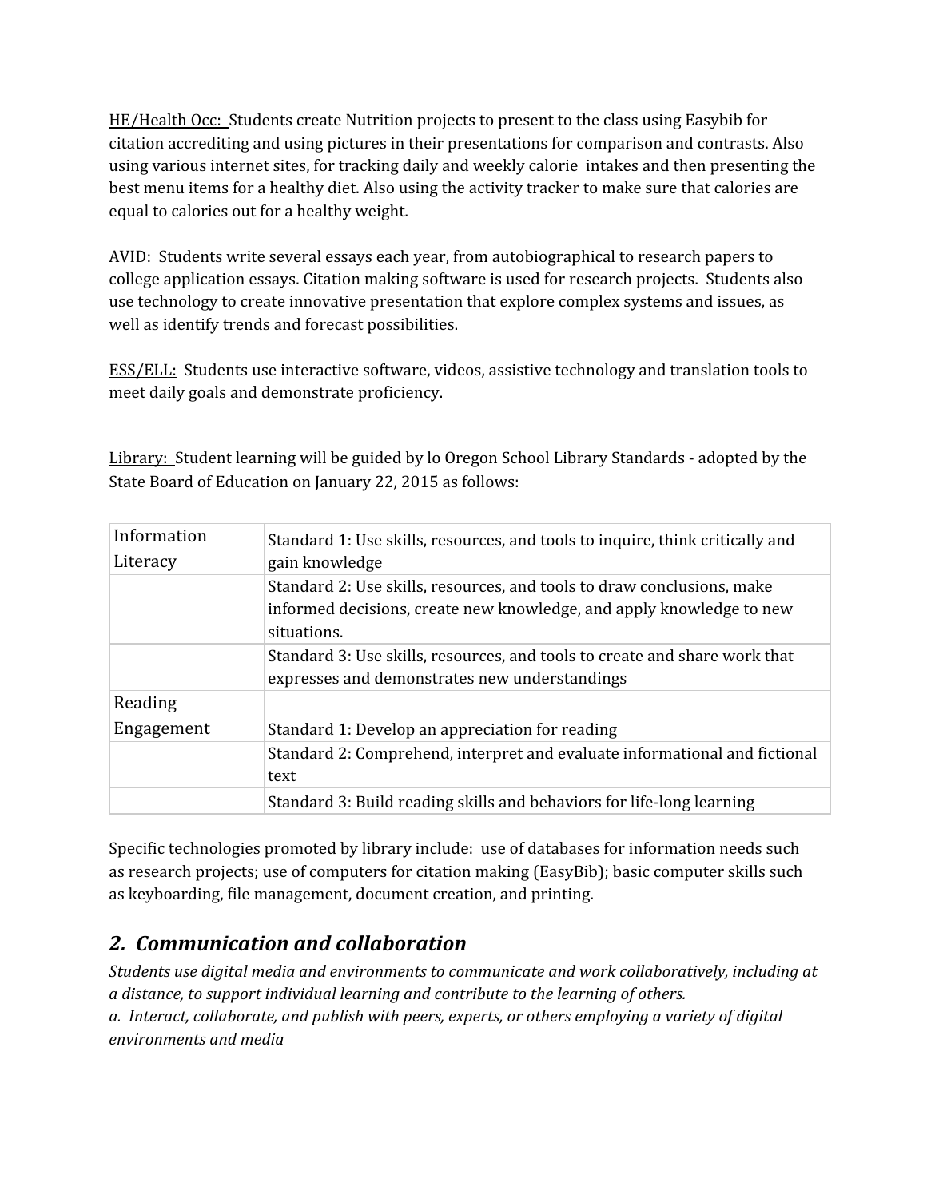HE/Health Occ: Students create Nutrition projects to present to the class using Easybib for citation accrediting and using pictures in their presentations for comparison and contrasts. Also using various internet sites, for tracking daily and weekly calorie intakes and then presenting the best menu items for a healthy diet. Also using the activity tracker to make sure that calories are equal to calories out for a healthy weight.

AVID: Students write several essays each year, from autobiographical to research papers to college application essays. Citation making software is used for research projects. Students also use technology to create innovative presentation that explore complex systems and issues, as well as identify trends and forecast possibilities.

ESS/ELL: Students use interactive software, videos, assistive technology and translation tools to meet daily goals and demonstrate proficiency.

Library: Student learning will be guided by lo Oregon School Library Standards - adopted by the State Board of Education on January 22, 2015 as follows:

| | |
|---|---|
| Information Literacy | Standard 1: Use skills, resources, and tools to inquire, think critically and gain knowledge |
| | Standard 2: Use skills, resources, and tools to draw conclusions, make informed decisions, create new knowledge, and apply knowledge to new situations. |
| | Standard 3: Use skills, resources, and tools to create and share work that expresses and demonstrates new understandings |
| Reading Engagement | Standard 1: Develop an appreciation for reading |
| | Standard 2: Comprehend, interpret and evaluate informational and fictional text |
| | Standard 3: Build reading skills and behaviors for life-long learning |

Specific technologies promoted by library include: use of databases for information needs such as research projects; use of computers for citation making (EasyBib); basic computer skills such as keyboarding, file management, document creation, and printing.

## *2. Communication and collaboration*

*Students use digital media and environments to communicate and work collaboratively, including at a distance, to support individual learning and contribute to the learning of others.*
*a. Interact, collaborate, and publish with peers, experts, or others employing a variety of digital environments and media*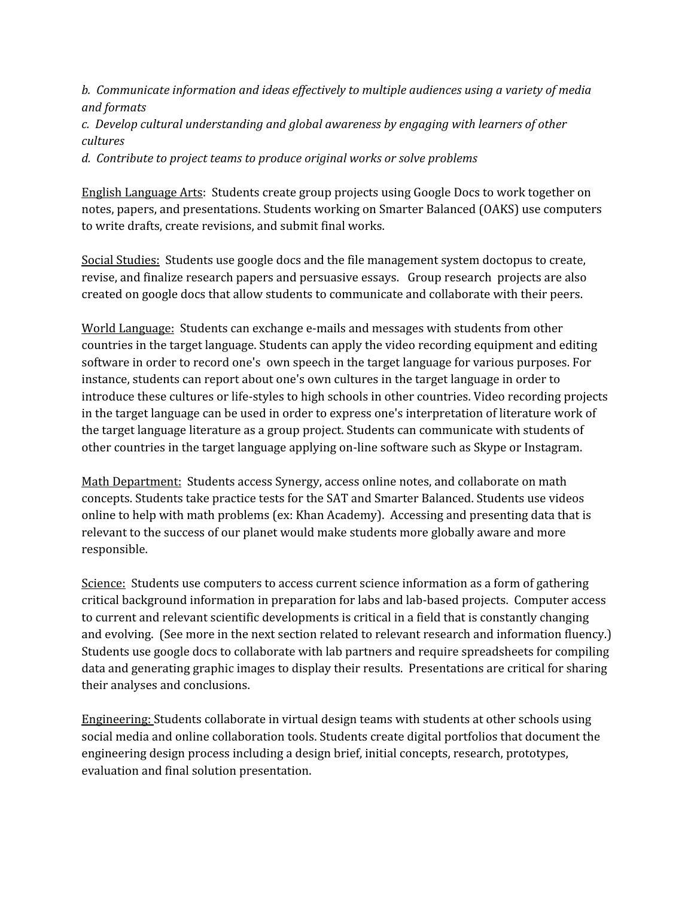*b. Communicate information and ideas effectively to multiple audiences using a variety of media and formats*
*c. Develop cultural understanding and global awareness by engaging with learners of other cultures*
*d. Contribute to project teams to produce original works or solve problems*

English Language Arts: Students create group projects using Google Docs to work together on notes, papers, and presentations. Students working on Smarter Balanced (OAKS) use computers to write drafts, create revisions, and submit final works.

Social Studies: Students use google docs and the file management system doctopus to create, revise, and finalize research papers and persuasive essays. Group research projects are also created on google docs that allow students to communicate and collaborate with their peers.

World Language: Students can exchange e-mails and messages with students from other countries in the target language. Students can apply the video recording equipment and editing software in order to record one's own speech in the target language for various purposes. For instance, students can report about one's own cultures in the target language in order to introduce these cultures or life-styles to high schools in other countries. Video recording projects in the target language can be used in order to express one's interpretation of literature work of the target language literature as a group project. Students can communicate with students of other countries in the target language applying on-line software such as Skype or Instagram.

Math Department: Students access Synergy, access online notes, and collaborate on math concepts. Students take practice tests for the SAT and Smarter Balanced. Students use videos online to help with math problems (ex: Khan Academy). Accessing and presenting data that is relevant to the success of our planet would make students more globally aware and more responsible.

Science: Students use computers to access current science information as a form of gathering critical background information in preparation for labs and lab-based projects. Computer access to current and relevant scientific developments is critical in a field that is constantly changing and evolving. (See more in the next section related to relevant research and information fluency.) Students use google docs to collaborate with lab partners and require spreadsheets for compiling data and generating graphic images to display their results. Presentations are critical for sharing their analyses and conclusions.

Engineering: Students collaborate in virtual design teams with students at other schools using social media and online collaboration tools. Students create digital portfolios that document the engineering design process including a design brief, initial concepts, research, prototypes, evaluation and final solution presentation.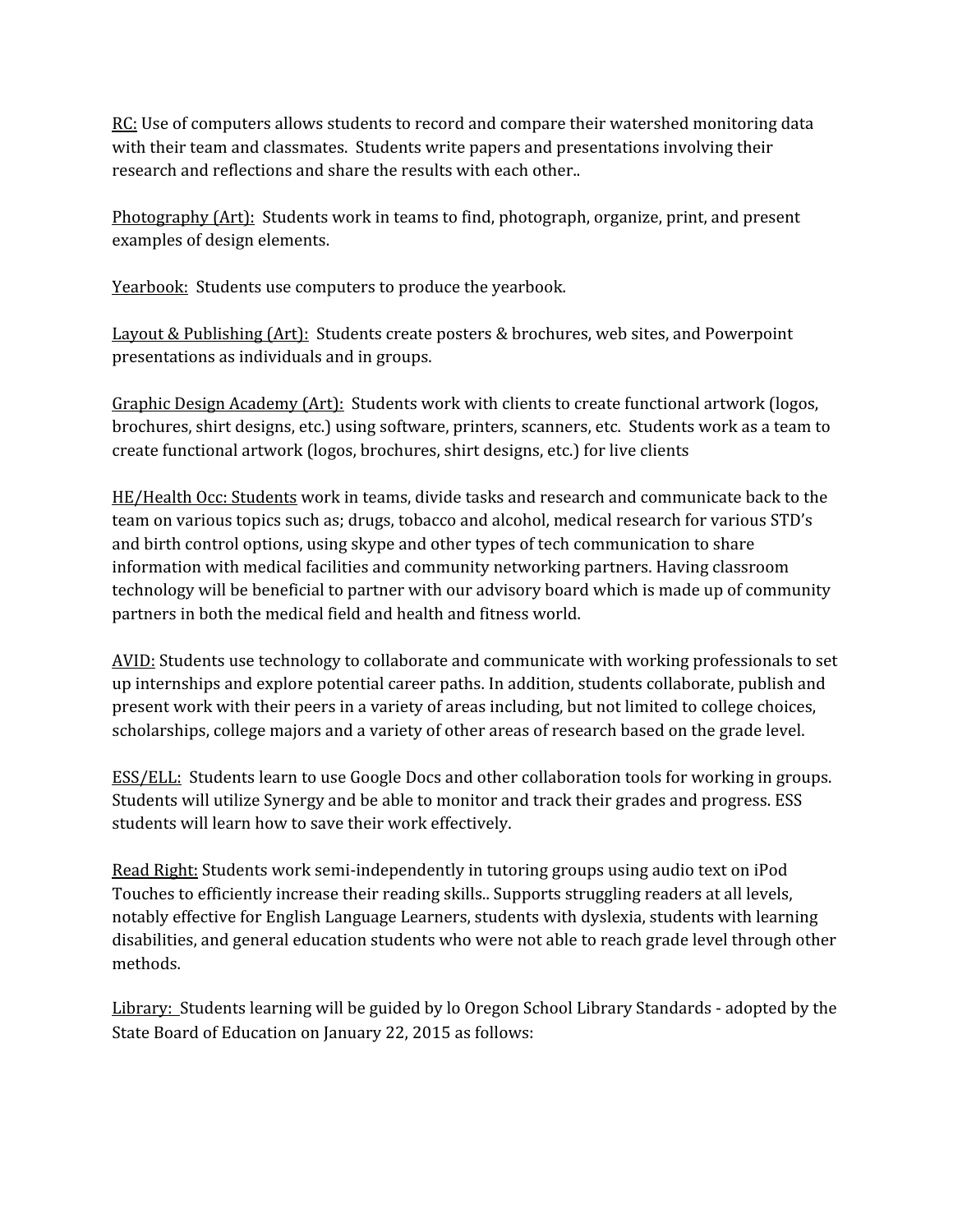<u>RC:</u> Use of computers allows students to record and compare their watershed monitoring data with their team and classmates. Students write papers and presentations involving their research and reflections and share the results with each other..

<u>Photography (Art):</u> Students work in teams to find, photograph, organize, print, and present examples of design elements.

<u>Yearbook:</u> Students use computers to produce the yearbook.

<u>Layout & Publishing (Art):</u> Students create posters & brochures, web sites, and Powerpoint presentations as individuals and in groups.

<u>Graphic Design Academy (Art):</u> Students work with clients to create functional artwork (logos, brochures, shirt designs, etc.) using software, printers, scanners, etc. Students work as a team to create functional artwork (logos, brochures, shirt designs, etc.) for live clients

<u>HE/Health Occ: Students</u> work in teams, divide tasks and research and communicate back to the team on various topics such as; drugs, tobacco and alcohol, medical research for various STD's and birth control options, using skype and other types of tech communication to share information with medical facilities and community networking partners. Having classroom technology will be beneficial to partner with our advisory board which is made up of community partners in both the medical field and health and fitness world.

<u>AVID:</u> Students use technology to collaborate and communicate with working professionals to set up internships and explore potential career paths. In addition, students collaborate, publish and present work with their peers in a variety of areas including, but not limited to college choices, scholarships, college majors and a variety of other areas of research based on the grade level.

<u>ESS/ELL:</u> Students learn to use Google Docs and other collaboration tools for working in groups. Students will utilize Synergy and be able to monitor and track their grades and progress. ESS students will learn how to save their work effectively.

<u>Read Right:</u> Students work semi-independently in tutoring groups using audio text on iPod Touches to efficiently increase their reading skills.. Supports struggling readers at all levels, notably effective for English Language Learners, students with dyslexia, students with learning disabilities, and general education students who were not able to reach grade level through other methods.

<u>Library:</u> Students learning will be guided by lo Oregon School Library Standards - adopted by the State Board of Education on January 22, 2015 as follows: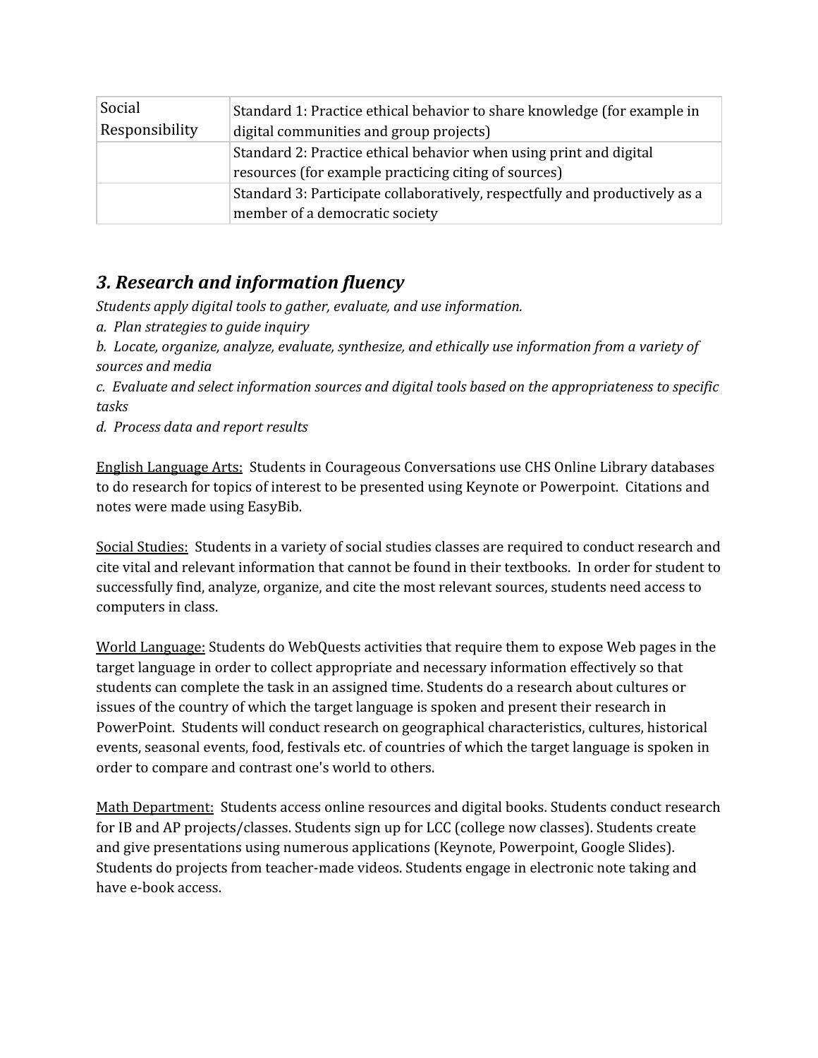| Social Responsibility | Standard 1: Practice ethical behavior to share knowledge (for example in digital communities and group projects) |
| --- | --- |
| | Standard 2: Practice ethical behavior when using print and digital resources (for example practicing citing of sources) |
| | Standard 3: Participate collaboratively, respectfully and productively as a member of a democratic society |

## *3. Research and information fluency*

*Students apply digital tools to gather, evaluate, and use information.*

*a. Plan strategies to guide inquiry*

*b. Locate, organize, analyze, evaluate, synthesize, and ethically use information from a variety of sources and media*

*c. Evaluate and select information sources and digital tools based on the appropriateness to specific tasks*

*d. Process data and report results*

<u>English Language Arts:</u> Students in Courageous Conversations use CHS Online Library databases to do research for topics of interest to be presented using Keynote or Powerpoint. Citations and notes were made using EasyBib.

<u>Social Studies:</u> Students in a variety of social studies classes are required to conduct research and cite vital and relevant information that cannot be found in their textbooks. In order for student to successfully find, analyze, organize, and cite the most relevant sources, students need access to computers in class.

<u>World Language:</u> Students do WebQuests activities that require them to expose Web pages in the target language in order to collect appropriate and necessary information effectively so that students can complete the task in an assigned time. Students do a research about cultures or issues of the country of which the target language is spoken and present their research in PowerPoint. Students will conduct research on geographical characteristics, cultures, historical events, seasonal events, food, festivals etc. of countries of which the target language is spoken in order to compare and contrast one's world to others.

<u>Math Department:</u> Students access online resources and digital books. Students conduct research for IB and AP projects/classes. Students sign up for LCC (college now classes). Students create and give presentations using numerous applications (Keynote, Powerpoint, Google Slides). Students do projects from teacher-made videos. Students engage in electronic note taking and have e-book access.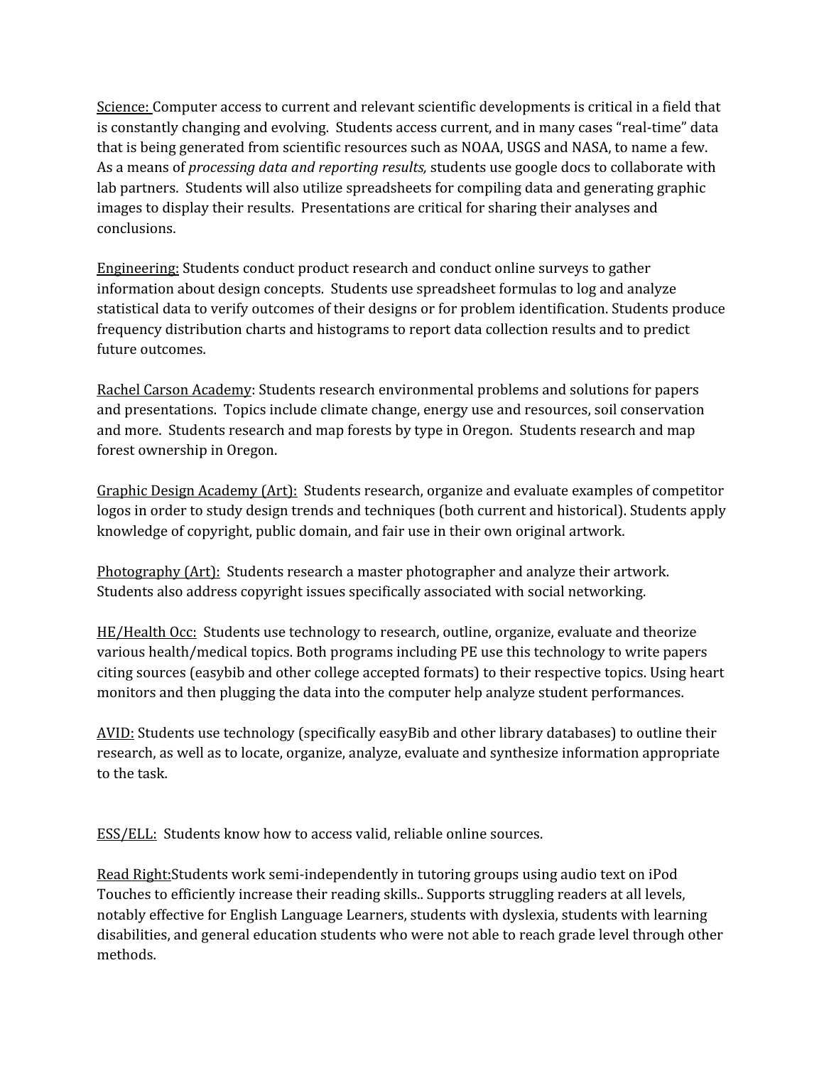<u>Science:</u> Computer access to current and relevant scientific developments is critical in a field that is constantly changing and evolving. Students access current, and in many cases "real-time" data that is being generated from scientific resources such as NOAA, USGS and NASA, to name a few. As a means of *processing data and reporting results,* students use google docs to collaborate with lab partners. Students will also utilize spreadsheets for compiling data and generating graphic images to display their results. Presentations are critical for sharing their analyses and conclusions.

<u>Engineering:</u> Students conduct product research and conduct online surveys to gather information about design concepts. Students use spreadsheet formulas to log and analyze statistical data to verify outcomes of their designs or for problem identification. Students produce frequency distribution charts and histograms to report data collection results and to predict future outcomes.

<u>Rachel Carson Academy</u>: Students research environmental problems and solutions for papers and presentations. Topics include climate change, energy use and resources, soil conservation and more. Students research and map forests by type in Oregon. Students research and map forest ownership in Oregon.

<u>Graphic Design Academy (Art):</u> Students research, organize and evaluate examples of competitor logos in order to study design trends and techniques (both current and historical). Students apply knowledge of copyright, public domain, and fair use in their own original artwork.

<u>Photography (Art):</u> Students research a master photographer and analyze their artwork. Students also address copyright issues specifically associated with social networking.

<u>HE/Health Occ:</u> Students use technology to research, outline, organize, evaluate and theorize various health/medical topics. Both programs including PE use this technology to write papers citing sources (easybib and other college accepted formats) to their respective topics. Using heart monitors and then plugging the data into the computer help analyze student performances.

<u>AVID:</u> Students use technology (specifically easyBib and other library databases) to outline their research, as well as to locate, organize, analyze, evaluate and synthesize information appropriate to the task.

<u>ESS/ELL:</u> Students know how to access valid, reliable online sources.

<u>Read Right:</u>Students work semi-independently in tutoring groups using audio text on iPod Touches to efficiently increase their reading skills.. Supports struggling readers at all levels, notably effective for English Language Learners, students with dyslexia, students with learning disabilities, and general education students who were not able to reach grade level through other methods.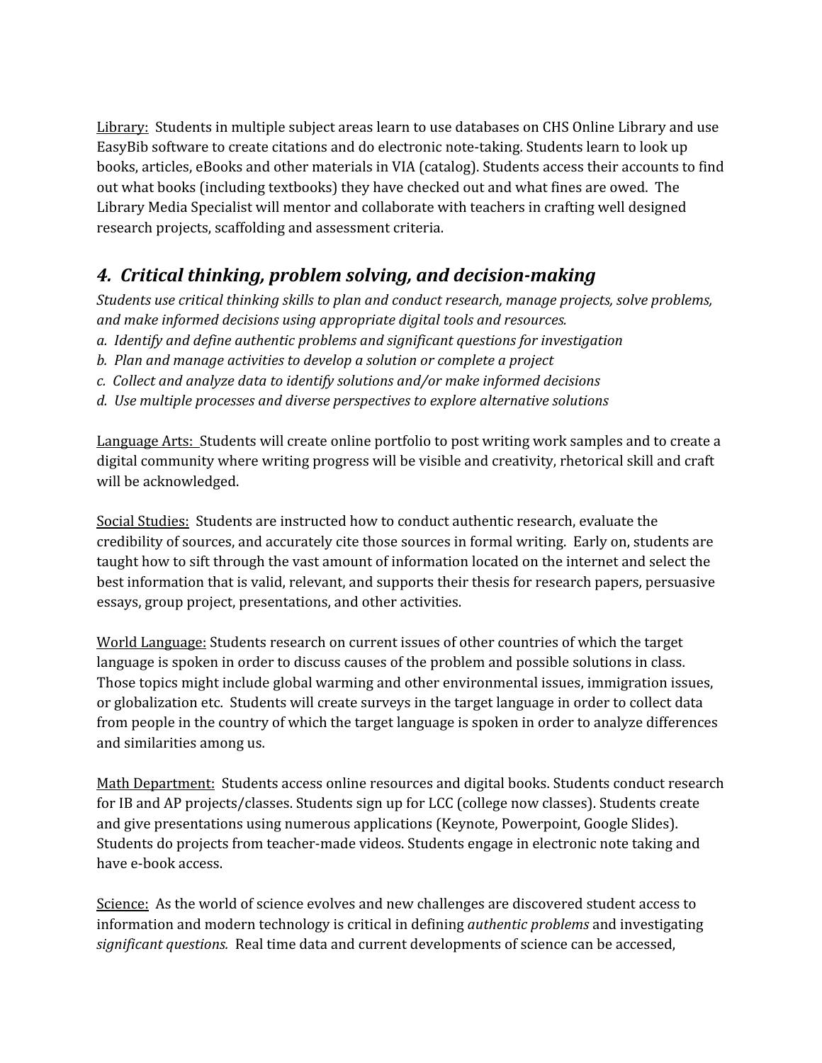Library: Students in multiple subject areas learn to use databases on CHS Online Library and use EasyBib software to create citations and do electronic note-taking. Students learn to look up books, articles, eBooks and other materials in VIA (catalog). Students access their accounts to find out what books (including textbooks) they have checked out and what fines are owed. The Library Media Specialist will mentor and collaborate with teachers in crafting well designed research projects, scaffolding and assessment criteria.

## *4. Critical thinking, problem solving, and decision-making*

*Students use critical thinking skills to plan and conduct research, manage projects, solve problems, and make informed decisions using appropriate digital tools and resources.*

*a. Identify and define authentic problems and significant questions for investigation*

*b. Plan and manage activities to develop a solution or complete a project*

*c. Collect and analyze data to identify solutions and/or make informed decisions*

*d. Use multiple processes and diverse perspectives to explore alternative solutions*

Language Arts: Students will create online portfolio to post writing work samples and to create a digital community where writing progress will be visible and creativity, rhetorical skill and craft will be acknowledged.

Social Studies: Students are instructed how to conduct authentic research, evaluate the credibility of sources, and accurately cite those sources in formal writing. Early on, students are taught how to sift through the vast amount of information located on the internet and select the best information that is valid, relevant, and supports their thesis for research papers, persuasive essays, group project, presentations, and other activities.

World Language: Students research on current issues of other countries of which the target language is spoken in order to discuss causes of the problem and possible solutions in class. Those topics might include global warming and other environmental issues, immigration issues, or globalization etc. Students will create surveys in the target language in order to collect data from people in the country of which the target language is spoken in order to analyze differences and similarities among us.

Math Department: Students access online resources and digital books. Students conduct research for IB and AP projects/classes. Students sign up for LCC (college now classes). Students create and give presentations using numerous applications (Keynote, Powerpoint, Google Slides). Students do projects from teacher-made videos. Students engage in electronic note taking and have e-book access.

Science: As the world of science evolves and new challenges are discovered student access to information and modern technology is critical in defining *authentic problems* and investigating *significant questions.* Real time data and current developments of science can be accessed,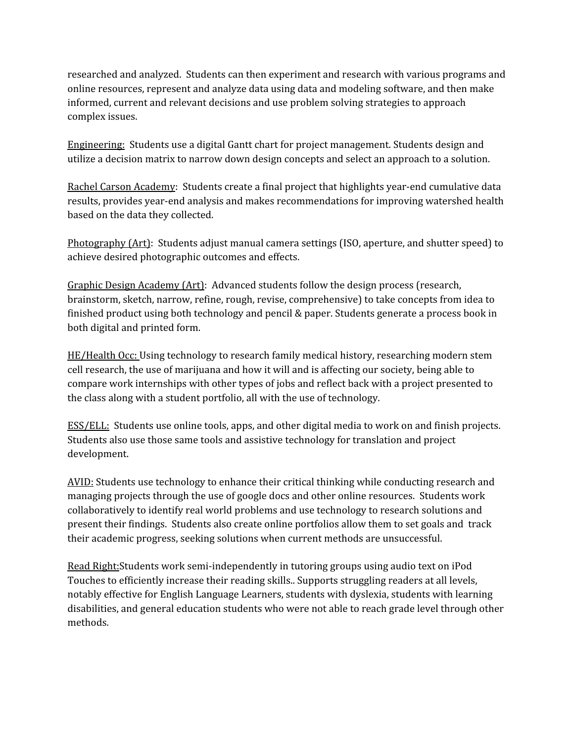researched and analyzed. Students can then experiment and research with various programs and online resources, represent and analyze data using data and modeling software, and then make informed, current and relevant decisions and use problem solving strategies to approach complex issues.

<u>Engineering:</u> Students use a digital Gantt chart for project management. Students design and utilize a decision matrix to narrow down design concepts and select an approach to a solution.

<u>Rachel Carson Academy</u>: Students create a final project that highlights year-end cumulative data results, provides year-end analysis and makes recommendations for improving watershed health based on the data they collected.

<u>Photography (Art)</u>: Students adjust manual camera settings (ISO, aperture, and shutter speed) to achieve desired photographic outcomes and effects.

<u>Graphic Design Academy (Art)</u>: Advanced students follow the design process (research, brainstorm, sketch, narrow, refine, rough, revise, comprehensive) to take concepts from idea to finished product using both technology and pencil & paper. Students generate a process book in both digital and printed form.

<u>HE/Health Occ:</u> Using technology to research family medical history, researching modern stem cell research, the use of marijuana and how it will and is affecting our society, being able to compare work internships with other types of jobs and reflect back with a project presented to the class along with a student portfolio, all with the use of technology.

<u>ESS/ELL:</u> Students use online tools, apps, and other digital media to work on and finish projects. Students also use those same tools and assistive technology for translation and project development.

<u>AVID:</u> Students use technology to enhance their critical thinking while conducting research and managing projects through the use of google docs and other online resources. Students work collaboratively to identify real world problems and use technology to research solutions and present their findings. Students also create online portfolios allow them to set goals and track their academic progress, seeking solutions when current methods are unsuccessful.

<u>Read Right:</u>Students work semi-independently in tutoring groups using audio text on iPod Touches to efficiently increase their reading skills.. Supports struggling readers at all levels, notably effective for English Language Learners, students with dyslexia, students with learning disabilities, and general education students who were not able to reach grade level through other methods.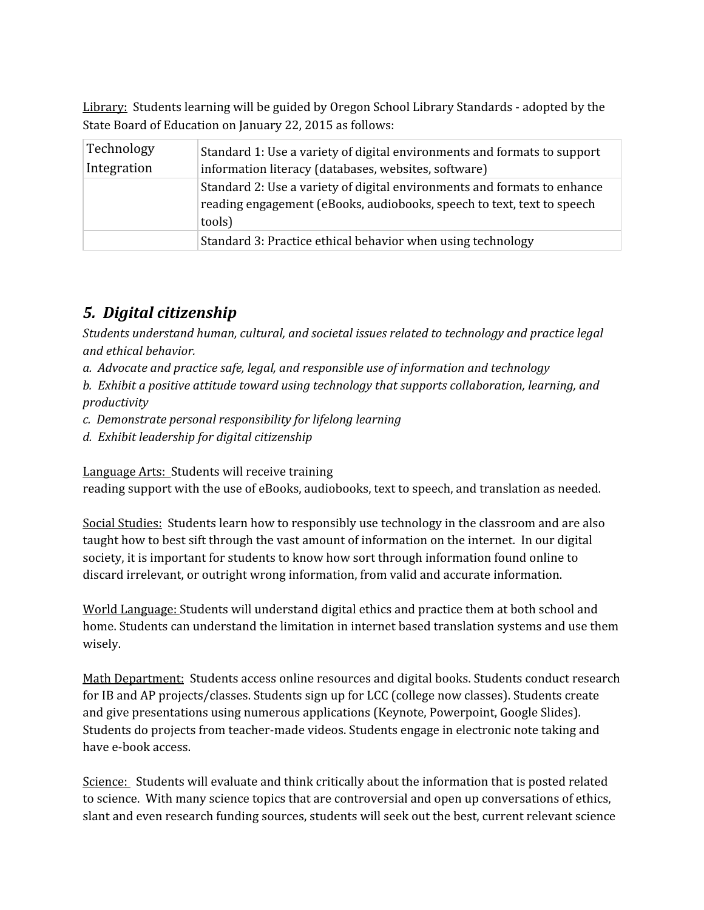Library: Students learning will be guided by Oregon School Library Standards - adopted by the State Board of Education on January 22, 2015 as follows:

| | |
|---|---|
| Technology Integration | Standard 1: Use a variety of digital environments and formats to support information literacy (databases, websites, software) |
| | Standard 2: Use a variety of digital environments and formats to enhance reading engagement (eBooks, audiobooks, speech to text, text to speech tools) |
| | Standard 3: Practice ethical behavior when using technology |

## *5. Digital citizenship*

*Students understand human, cultural, and societal issues related to technology and practice legal and ethical behavior.*

*a. Advocate and practice safe, legal, and responsible use of information and technology*

*b. Exhibit a positive attitude toward using technology that supports collaboration, learning, and productivity*

*c. Demonstrate personal responsibility for lifelong learning*

*d. Exhibit leadership for digital citizenship*

Language Arts: Students will receive training
reading support with the use of eBooks, audiobooks, text to speech, and translation as needed.

Social Studies: Students learn how to responsibly use technology in the classroom and are also taught how to best sift through the vast amount of information on the internet. In our digital society, it is important for students to know how sort through information found online to discard irrelevant, or outright wrong information, from valid and accurate information.

World Language: Students will understand digital ethics and practice them at both school and home. Students can understand the limitation in internet based translation systems and use them wisely.

Math Department: Students access online resources and digital books. Students conduct research for IB and AP projects/classes. Students sign up for LCC (college now classes). Students create and give presentations using numerous applications (Keynote, Powerpoint, Google Slides). Students do projects from teacher-made videos. Students engage in electronic note taking and have e-book access.

Science: Students will evaluate and think critically about the information that is posted related to science. With many science topics that are controversial and open up conversations of ethics, slant and even research funding sources, students will seek out the best, current relevant science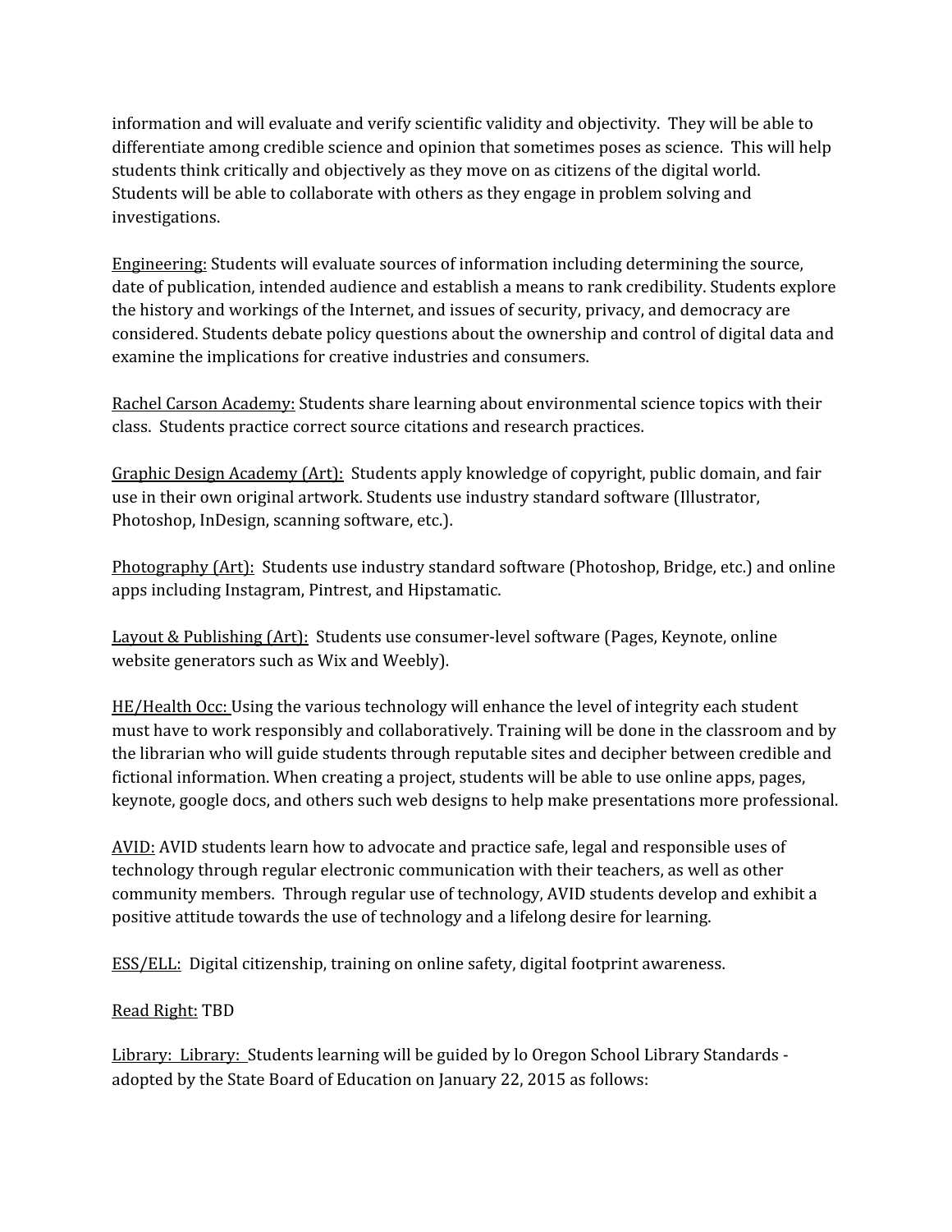information and will evaluate and verify scientific validity and objectivity. They will be able to differentiate among credible science and opinion that sometimes poses as science. This will help students think critically and objectively as they move on as citizens of the digital world. Students will be able to collaborate with others as they engage in problem solving and investigations.

<u>Engineering:</u> Students will evaluate sources of information including determining the source, date of publication, intended audience and establish a means to rank credibility. Students explore the history and workings of the Internet, and issues of security, privacy, and democracy are considered. Students debate policy questions about the ownership and control of digital data and examine the implications for creative industries and consumers.

<u>Rachel Carson Academy:</u> Students share learning about environmental science topics with their class. Students practice correct source citations and research practices.

<u>Graphic Design Academy (Art):</u> Students apply knowledge of copyright, public domain, and fair use in their own original artwork. Students use industry standard software (Illustrator, Photoshop, InDesign, scanning software, etc.).

<u>Photography (Art):</u> Students use industry standard software (Photoshop, Bridge, etc.) and online apps including Instagram, Pintrest, and Hipstamatic.

<u>Layout & Publishing (Art):</u> Students use consumer-level software (Pages, Keynote, online website generators such as Wix and Weebly).

<u>HE/Health Occ:</u> Using the various technology will enhance the level of integrity each student must have to work responsibly and collaboratively. Training will be done in the classroom and by the librarian who will guide students through reputable sites and decipher between credible and fictional information. When creating a project, students will be able to use online apps, pages, keynote, google docs, and others such web designs to help make presentations more professional.

<u>AVID:</u> AVID students learn how to advocate and practice safe, legal and responsible uses of technology through regular electronic communication with their teachers, as well as other community members. Through regular use of technology, AVID students develop and exhibit a positive attitude towards the use of technology and a lifelong desire for learning.

<u>ESS/ELL:</u> Digital citizenship, training on online safety, digital footprint awareness.

<u>Read Right:</u> TBD

<u>Library: Library:</u> Students learning will be guided by lo Oregon School Library Standards - adopted by the State Board of Education on January 22, 2015 as follows: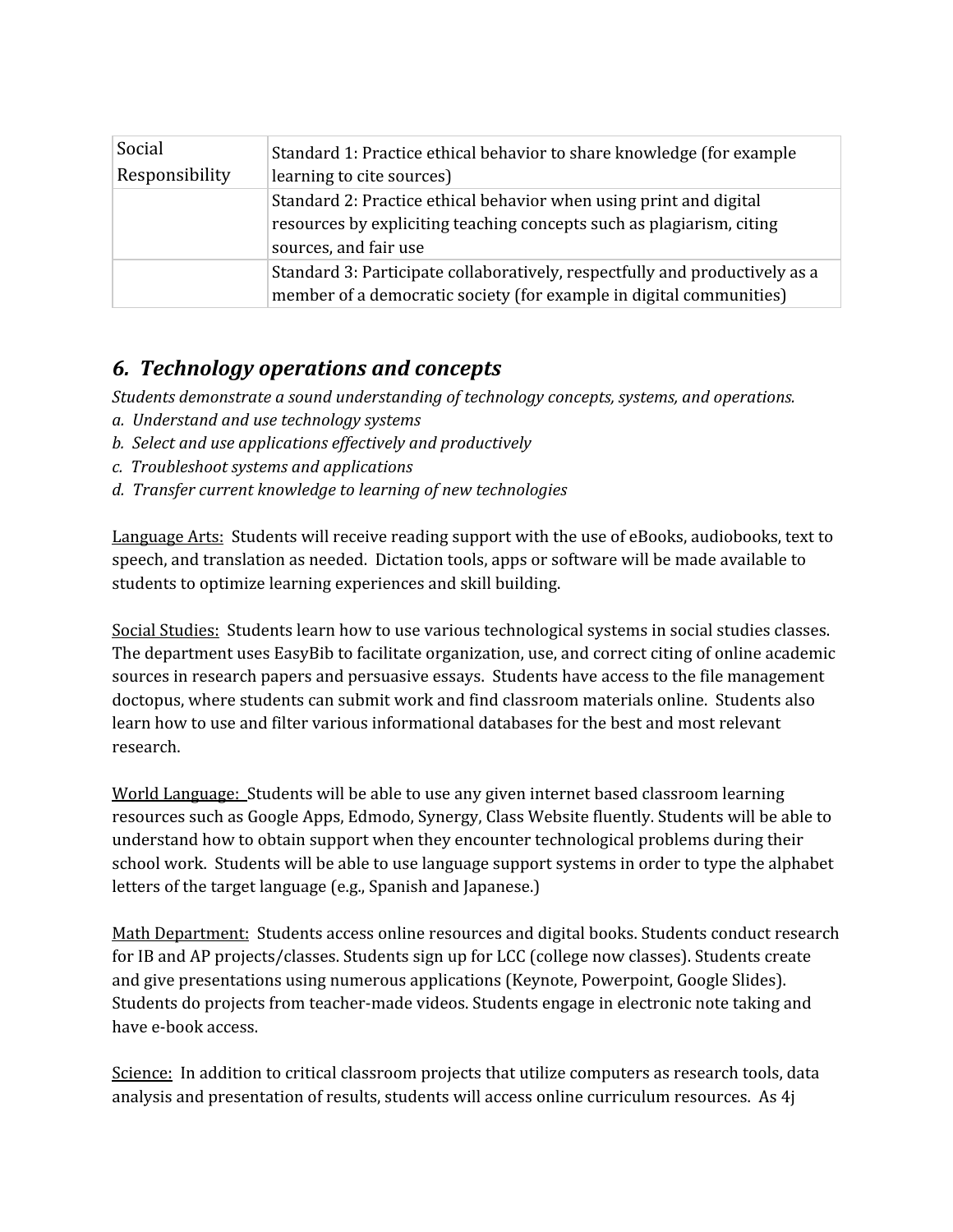| Social Responsibility | Standard 1: Practice ethical behavior to share knowledge (for example learning to cite sources) |
|---|---|
| | Standard 2: Practice ethical behavior when using print and digital resources by expliciting teaching concepts such as plagiarism, citing sources, and fair use |
| | Standard 3: Participate collaboratively, respectfully and productively as a member of a democratic society (for example in digital communities) |

## *6. Technology operations and concepts*

*Students demonstrate a sound understanding of technology concepts, systems, and operations.*

*a. Understand and use technology systems*

*b. Select and use applications effectively and productively*

*c. Troubleshoot systems and applications*

*d. Transfer current knowledge to learning of new technologies*

Language Arts: Students will receive reading support with the use of eBooks, audiobooks, text to speech, and translation as needed. Dictation tools, apps or software will be made available to students to optimize learning experiences and skill building.

Social Studies: Students learn how to use various technological systems in social studies classes. The department uses EasyBib to facilitate organization, use, and correct citing of online academic sources in research papers and persuasive essays. Students have access to the file management doctopus, where students can submit work and find classroom materials online. Students also learn how to use and filter various informational databases for the best and most relevant research.

World Language: Students will be able to use any given internet based classroom learning resources such as Google Apps, Edmodo, Synergy, Class Website fluently. Students will be able to understand how to obtain support when they encounter technological problems during their school work. Students will be able to use language support systems in order to type the alphabet letters of the target language (e.g., Spanish and Japanese.)

Math Department: Students access online resources and digital books. Students conduct research for IB and AP projects/classes. Students sign up for LCC (college now classes). Students create and give presentations using numerous applications (Keynote, Powerpoint, Google Slides). Students do projects from teacher-made videos. Students engage in electronic note taking and have e-book access.

Science: In addition to critical classroom projects that utilize computers as research tools, data analysis and presentation of results, students will access online curriculum resources. As 4j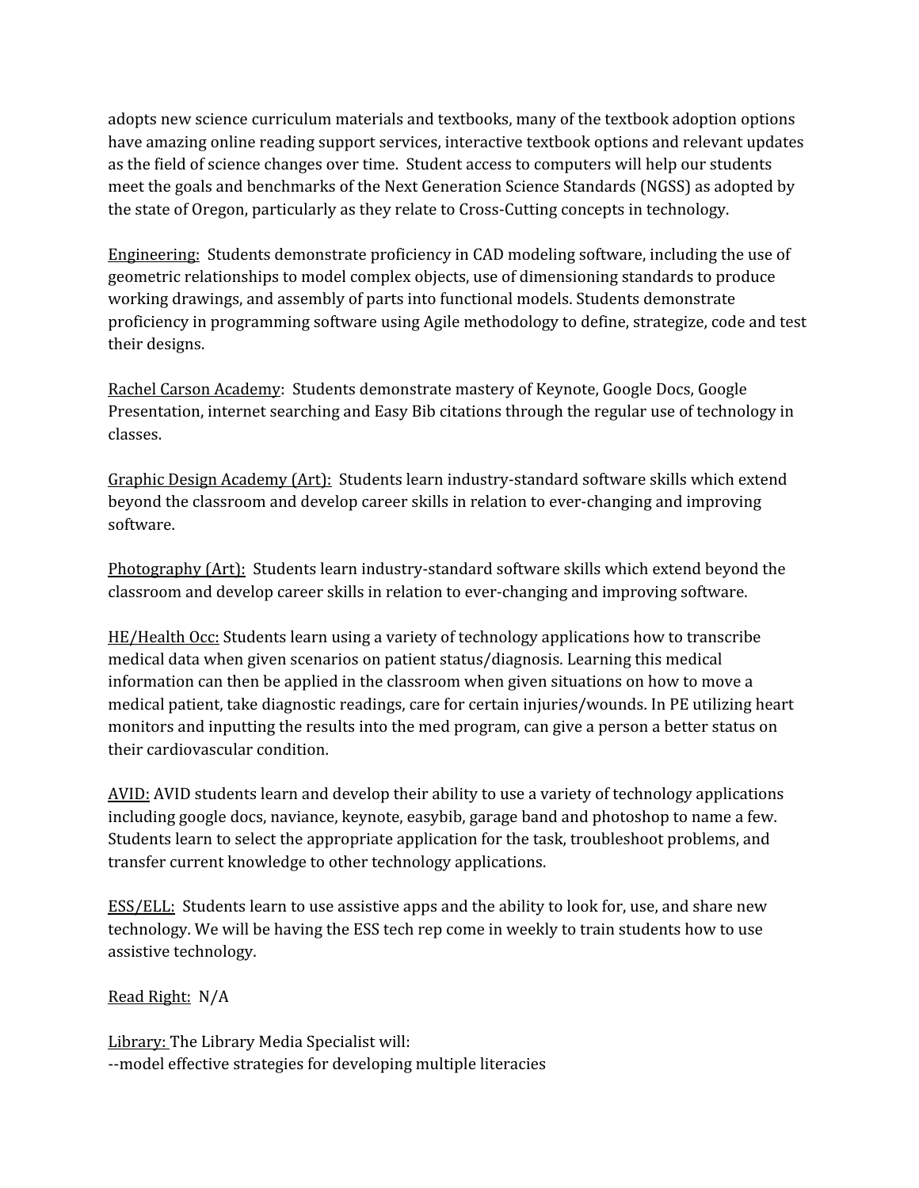adopts new science curriculum materials and textbooks, many of the textbook adoption options have amazing online reading support services, interactive textbook options and relevant updates as the field of science changes over time. Student access to computers will help our students meet the goals and benchmarks of the Next Generation Science Standards (NGSS) as adopted by the state of Oregon, particularly as they relate to Cross-Cutting concepts in technology.

<u>Engineering:</u> Students demonstrate proficiency in CAD modeling software, including the use of geometric relationships to model complex objects, use of dimensioning standards to produce working drawings, and assembly of parts into functional models. Students demonstrate proficiency in programming software using Agile methodology to define, strategize, code and test their designs.

<u>Rachel Carson Academy</u>: Students demonstrate mastery of Keynote, Google Docs, Google Presentation, internet searching and Easy Bib citations through the regular use of technology in classes.

<u>Graphic Design Academy (Art):</u> Students learn industry-standard software skills which extend beyond the classroom and develop career skills in relation to ever-changing and improving software.

<u>Photography (Art):</u> Students learn industry-standard software skills which extend beyond the classroom and develop career skills in relation to ever-changing and improving software.

<u>HE/Health Occ:</u> Students learn using a variety of technology applications how to transcribe medical data when given scenarios on patient status/diagnosis. Learning this medical information can then be applied in the classroom when given situations on how to move a medical patient, take diagnostic readings, care for certain injuries/wounds. In PE utilizing heart monitors and inputting the results into the med program, can give a person a better status on their cardiovascular condition.

<u>AVID:</u> AVID students learn and develop their ability to use a variety of technology applications including google docs, naviance, keynote, easybib, garage band and photoshop to name a few. Students learn to select the appropriate application for the task, troubleshoot problems, and transfer current knowledge to other technology applications.

<u>ESS/ELL:</u> Students learn to use assistive apps and the ability to look for, use, and share new technology. We will be having the ESS tech rep come in weekly to train students how to use assistive technology.

<u>Read Right:</u> N/A

<u>Library:</u> The Library Media Specialist will:
--model effective strategies for developing multiple literacies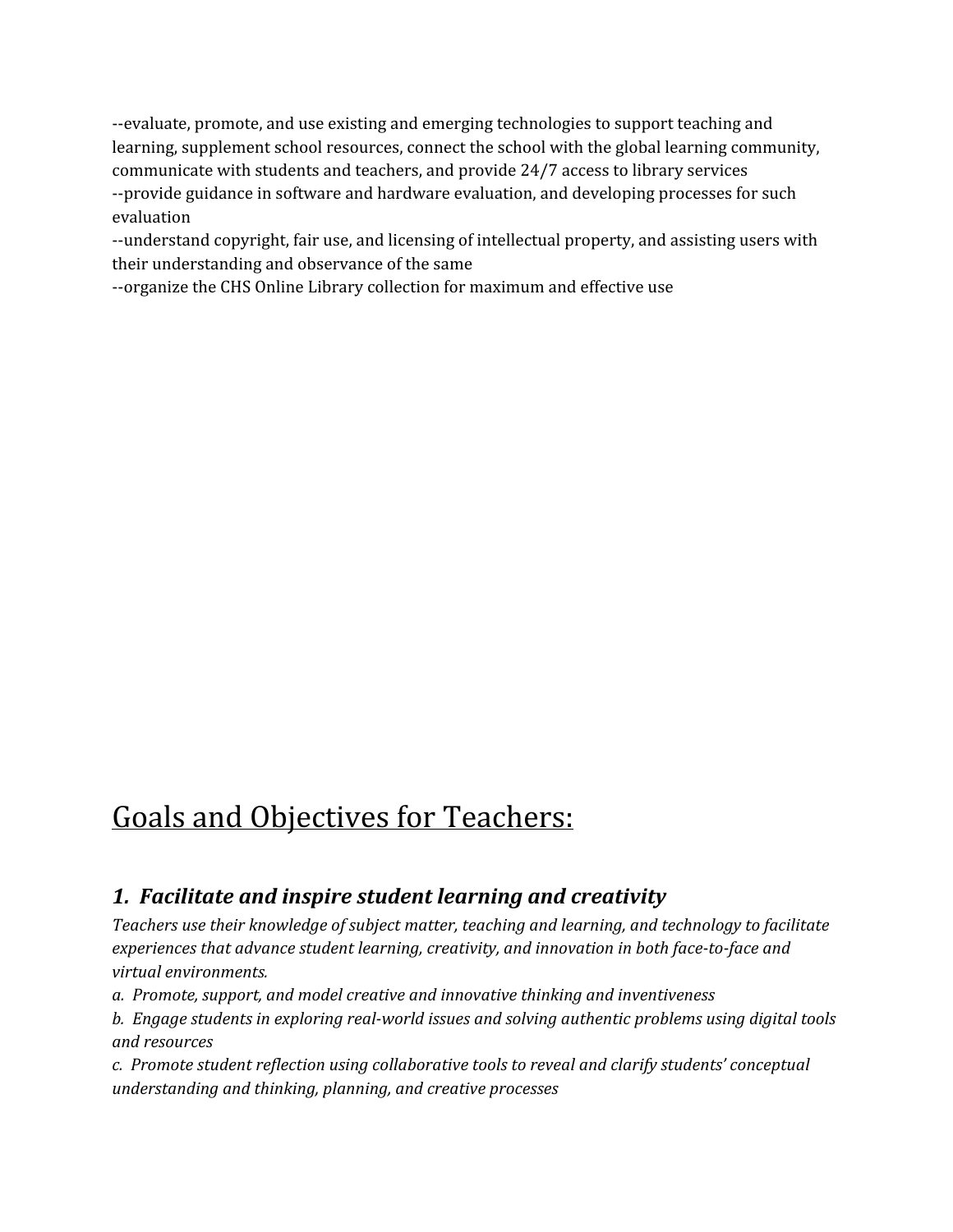--evaluate, promote, and use existing and emerging technologies to support teaching and learning, supplement school resources, connect the school with the global learning community, communicate with students and teachers, and provide 24/7 access to library services
--provide guidance in software and hardware evaluation, and developing processes for such evaluation
--understand copyright, fair use, and licensing of intellectual property, and assisting users with their understanding and observance of the same
--organize the CHS Online Library collection for maximum and effective use

# <u>Goals and Objectives for Teachers:</u>

### *1. Facilitate and inspire student learning and creativity*

*Teachers use their knowledge of subject matter, teaching and learning, and technology to facilitate experiences that advance student learning, creativity, and innovation in both face-to-face and virtual environments.*
*a. Promote, support, and model creative and innovative thinking and inventiveness*
*b. Engage students in exploring real-world issues and solving authentic problems using digital tools and resources*
*c. Promote student reflection using collaborative tools to reveal and clarify students' conceptual understanding and thinking, planning, and creative processes*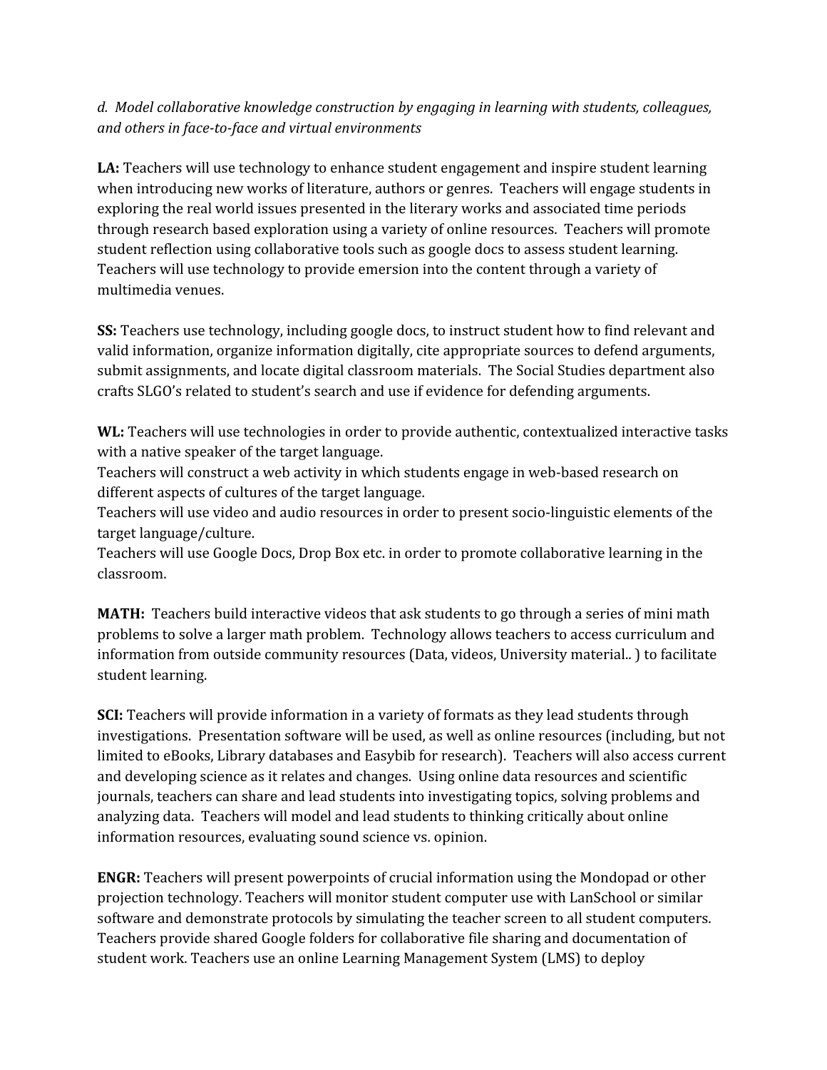*d. Model collaborative knowledge construction by engaging in learning with students, colleagues, and others in face-to-face and virtual environments*

**LA:** Teachers will use technology to enhance student engagement and inspire student learning when introducing new works of literature, authors or genres. Teachers will engage students in exploring the real world issues presented in the literary works and associated time periods through research based exploration using a variety of online resources. Teachers will promote student reflection using collaborative tools such as google docs to assess student learning. Teachers will use technology to provide emersion into the content through a variety of multimedia venues.

**SS:** Teachers use technology, including google docs, to instruct student how to find relevant and valid information, organize information digitally, cite appropriate sources to defend arguments, submit assignments, and locate digital classroom materials. The Social Studies department also crafts SLGO's related to student's search and use if evidence for defending arguments.

**WL:** Teachers will use technologies in order to provide authentic, contextualized interactive tasks with a native speaker of the target language.
Teachers will construct a web activity in which students engage in web-based research on different aspects of cultures of the target language.
Teachers will use video and audio resources in order to present socio-linguistic elements of the target language/culture.
Teachers will use Google Docs, Drop Box etc. in order to promote collaborative learning in the classroom.

**MATH:** Teachers build interactive videos that ask students to go through a series of mini math problems to solve a larger math problem. Technology allows teachers to access curriculum and information from outside community resources (Data, videos, University material.. ) to facilitate student learning.

**SCI:** Teachers will provide information in a variety of formats as they lead students through investigations. Presentation software will be used, as well as online resources (including, but not limited to eBooks, Library databases and Easybib for research). Teachers will also access current and developing science as it relates and changes. Using online data resources and scientific journals, teachers can share and lead students into investigating topics, solving problems and analyzing data. Teachers will model and lead students to thinking critically about online information resources, evaluating sound science vs. opinion.

**ENGR:** Teachers will present powerpoints of crucial information using the Mondopad or other projection technology. Teachers will monitor student computer use with LanSchool or similar software and demonstrate protocols by simulating the teacher screen to all student computers. Teachers provide shared Google folders for collaborative file sharing and documentation of student work. Teachers use an online Learning Management System (LMS) to deploy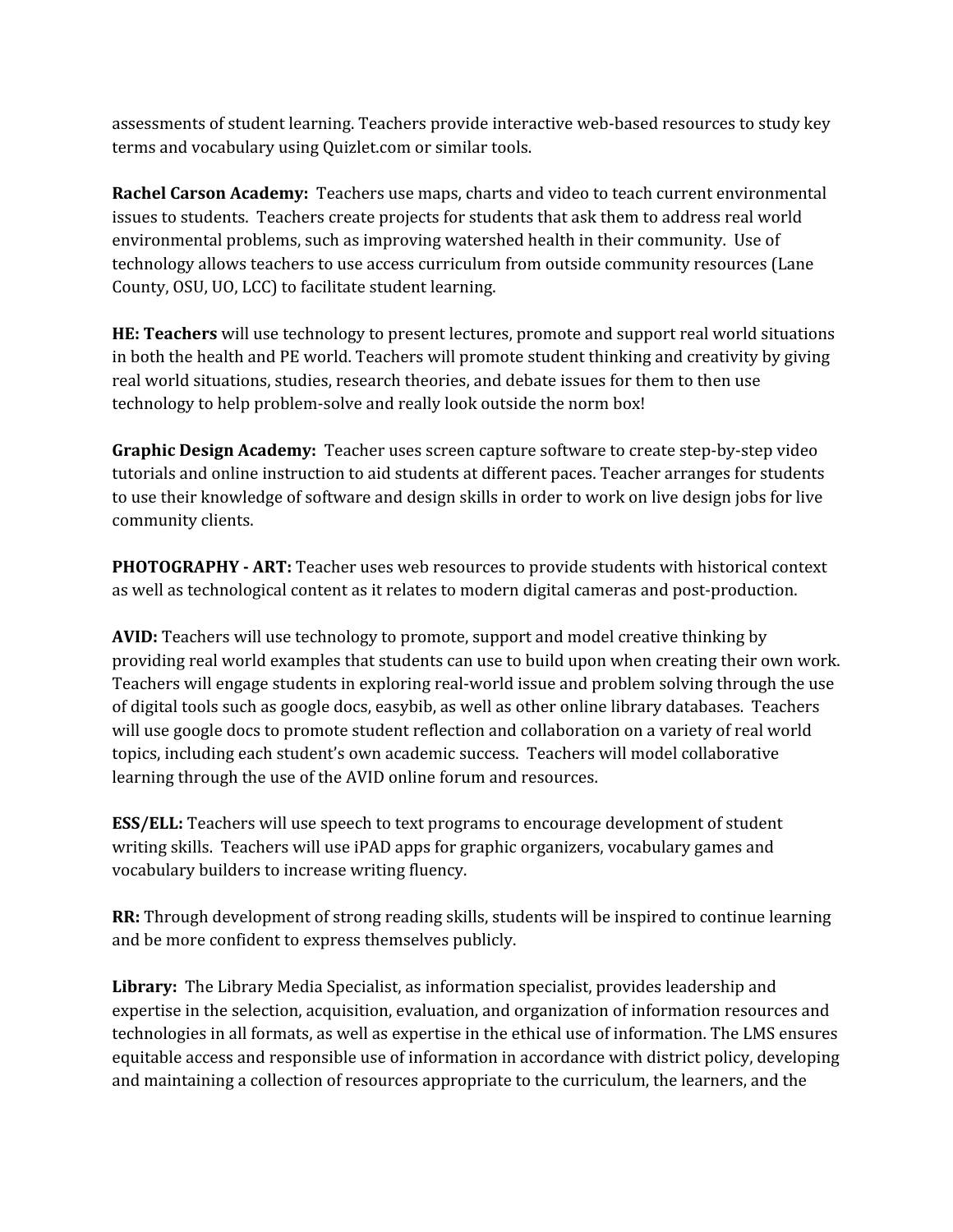assessments of student learning. Teachers provide interactive web-based resources to study key terms and vocabulary using Quizlet.com or similar tools.

**Rachel Carson Academy:** Teachers use maps, charts and video to teach current environmental issues to students. Teachers create projects for students that ask them to address real world environmental problems, such as improving watershed health in their community. Use of technology allows teachers to use access curriculum from outside community resources (Lane County, OSU, UO, LCC) to facilitate student learning.

**HE: Teachers** will use technology to present lectures, promote and support real world situations in both the health and PE world. Teachers will promote student thinking and creativity by giving real world situations, studies, research theories, and debate issues for them to then use technology to help problem-solve and really look outside the norm box!

**Graphic Design Academy:** Teacher uses screen capture software to create step-by-step video tutorials and online instruction to aid students at different paces. Teacher arranges for students to use their knowledge of software and design skills in order to work on live design jobs for live community clients.

**PHOTOGRAPHY - ART:** Teacher uses web resources to provide students with historical context as well as technological content as it relates to modern digital cameras and post-production.

**AVID:** Teachers will use technology to promote, support and model creative thinking by providing real world examples that students can use to build upon when creating their own work. Teachers will engage students in exploring real-world issue and problem solving through the use of digital tools such as google docs, easybib, as well as other online library databases. Teachers will use google docs to promote student reflection and collaboration on a variety of real world topics, including each student's own academic success. Teachers will model collaborative learning through the use of the AVID online forum and resources.

**ESS/ELL:** Teachers will use speech to text programs to encourage development of student writing skills. Teachers will use iPAD apps for graphic organizers, vocabulary games and vocabulary builders to increase writing fluency.

**RR:** Through development of strong reading skills, students will be inspired to continue learning and be more confident to express themselves publicly.

**Library:** The Library Media Specialist, as information specialist, provides leadership and expertise in the selection, acquisition, evaluation, and organization of information resources and technologies in all formats, as well as expertise in the ethical use of information. The LMS ensures equitable access and responsible use of information in accordance with district policy, developing and maintaining a collection of resources appropriate to the curriculum, the learners, and the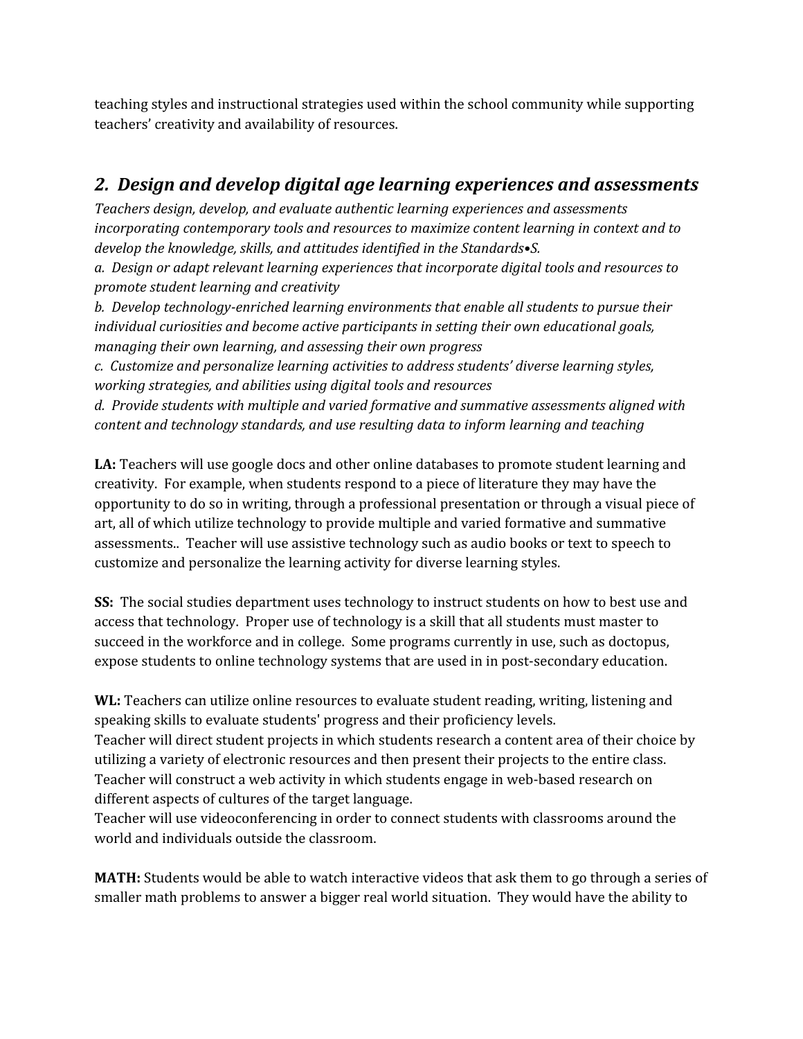teaching styles and instructional strategies used within the school community while supporting teachers' creativity and availability of resources.

## *2. Design and develop digital age learning experiences and assessments*

*Teachers design, develop, and evaluate authentic learning experiences and assessments incorporating contemporary tools and resources to maximize content learning in context and to develop the knowledge, skills, and attitudes identified in the Standards•S.*

*a. Design or adapt relevant learning experiences that incorporate digital tools and resources to promote student learning and creativity*

*b. Develop technology-enriched learning environments that enable all students to pursue their individual curiosities and become active participants in setting their own educational goals, managing their own learning, and assessing their own progress*

*c. Customize and personalize learning activities to address students' diverse learning styles, working strategies, and abilities using digital tools and resources*

*d. Provide students with multiple and varied formative and summative assessments aligned with content and technology standards, and use resulting data to inform learning and teaching*

**LA:** Teachers will use google docs and other online databases to promote student learning and creativity. For example, when students respond to a piece of literature they may have the opportunity to do so in writing, through a professional presentation or through a visual piece of art, all of which utilize technology to provide multiple and varied formative and summative assessments.. Teacher will use assistive technology such as audio books or text to speech to customize and personalize the learning activity for diverse learning styles.

**SS:** The social studies department uses technology to instruct students on how to best use and access that technology. Proper use of technology is a skill that all students must master to succeed in the workforce and in college. Some programs currently in use, such as doctopus, expose students to online technology systems that are used in in post-secondary education.

**WL:** Teachers can utilize online resources to evaluate student reading, writing, listening and speaking skills to evaluate students' progress and their proficiency levels.
Teacher will direct student projects in which students research a content area of their choice by utilizing a variety of electronic resources and then present their projects to the entire class.
Teacher will construct a web activity in which students engage in web-based research on different aspects of cultures of the target language.
Teacher will use videoconferencing in order to connect students with classrooms around the world and individuals outside the classroom.

**MATH:** Students would be able to watch interactive videos that ask them to go through a series of smaller math problems to answer a bigger real world situation. They would have the ability to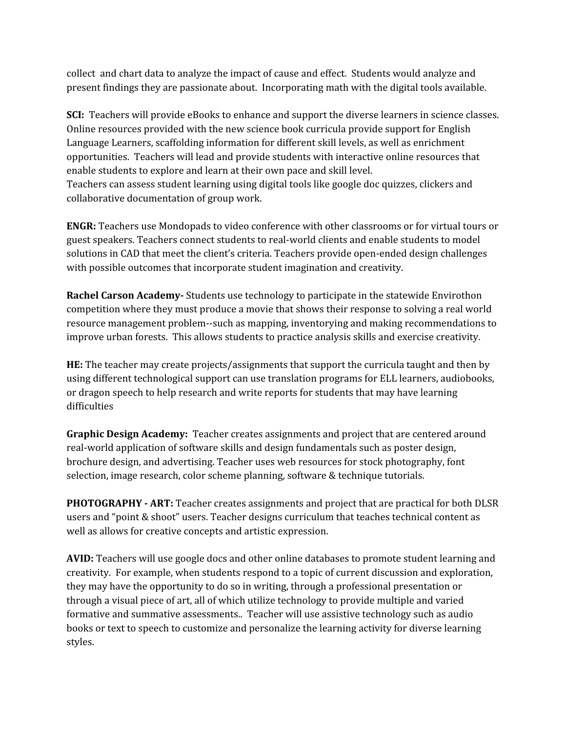collect  and chart data to analyze the impact of cause and effect.  Students would analyze and present findings they are passionate about.  Incorporating math with the digital tools available.

**SCI:**  Teachers will provide eBooks to enhance and support the diverse learners in science classes. Online resources provided with the new science book curricula provide support for English Language Learners, scaffolding information for different skill levels, as well as enrichment opportunities.  Teachers will lead and provide students with interactive online resources that enable students to explore and learn at their own pace and skill level.
Teachers can assess student learning using digital tools like google doc quizzes, clickers and collaborative documentation of group work.

**ENGR:** Teachers use Mondopads to video conference with other classrooms or for virtual tours or guest speakers. Teachers connect students to real-world clients and enable students to model solutions in CAD that meet the client's criteria. Teachers provide open-ended design challenges with possible outcomes that incorporate student imagination and creativity.

**Rachel Carson Academy-** Students use technology to participate in the statewide Envirothon competition where they must produce a movie that shows their response to solving a real world resource management problem--such as mapping, inventorying and making recommendations to improve urban forests.  This allows students to practice analysis skills and exercise creativity.

**HE:** The teacher may create projects/assignments that support the curricula taught and then by using different technological support can use translation programs for ELL learners, audiobooks, or dragon speech to help research and write reports for students that may have learning difficulties

**Graphic Design Academy:**  Teacher creates assignments and project that are centered around real-world application of software skills and design fundamentals such as poster design, brochure design, and advertising. Teacher uses web resources for stock photography, font selection, image research, color scheme planning, software & technique tutorials.

**PHOTOGRAPHY - ART:** Teacher creates assignments and project that are practical for both DLSR users and "point & shoot" users. Teacher designs curriculum that teaches technical content as well as allows for creative concepts and artistic expression.

**AVID:** Teachers will use google docs and other online databases to promote student learning and creativity.  For example, when students respond to a topic of current discussion and exploration, they may have the opportunity to do so in writing, through a professional presentation or through a visual piece of art, all of which utilize technology to provide multiple and varied formative and summative assessments..  Teacher will use assistive technology such as audio books or text to speech to customize and personalize the learning activity for diverse learning styles.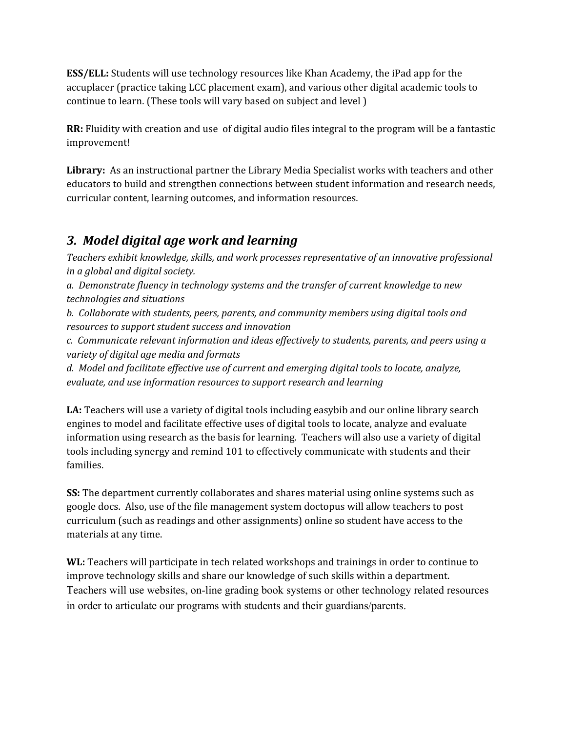**ESS/ELL:** Students will use technology resources like Khan Academy, the iPad app for the accuplacer (practice taking LCC placement exam), and various other digital academic tools to continue to learn. (These tools will vary based on subject and level )

**RR:** Fluidity with creation and use  of digital audio files integral to the program will be a fantastic improvement!

**Library:**  As an instructional partner the Library Media Specialist works with teachers and other educators to build and strengthen connections between student information and research needs, curricular content, learning outcomes, and information resources.

## *3.  Model digital age work and learning*

*Teachers exhibit knowledge, skills, and work processes representative of an innovative professional in a global and digital society.*

*a.  Demonstrate fluency in technology systems and the transfer of current knowledge to new technologies and situations*

*b.  Collaborate with students, peers, parents, and community members using digital tools and resources to support student success and innovation*

*c.  Communicate relevant information and ideas effectively to students, parents, and peers using a variety of digital age media and formats*

*d.  Model and facilitate effective use of current and emerging digital tools to locate, analyze, evaluate, and use information resources to support research and learning*

**LA:** Teachers will use a variety of digital tools including easybib and our online library search engines to model and facilitate effective uses of digital tools to locate, analyze and evaluate information using research as the basis for learning.  Teachers will also use a variety of digital tools including synergy and remind 101 to effectively communicate with students and their families.

**SS:** The department currently collaborates and shares material using online systems such as google docs.  Also, use of the file management system doctopus will allow teachers to post curriculum (such as readings and other assignments) online so student have access to the materials at any time.

**WL:** Teachers will participate in tech related workshops and trainings in order to continue to improve technology skills and share our knowledge of such skills within a department. Teachers will use websites, on-line grading book systems or other technology related resources in order to articulate our programs with students and their guardians/parents.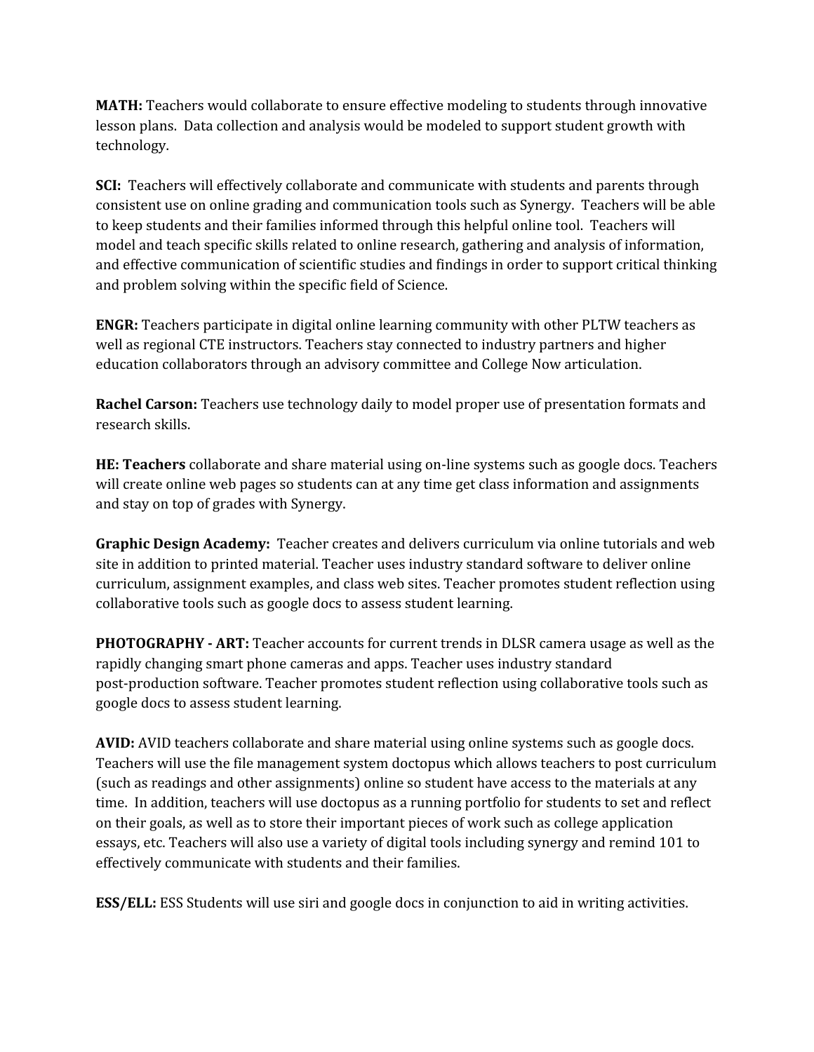**MATH:** Teachers would collaborate to ensure effective modeling to students through innovative lesson plans.  Data collection and analysis would be modeled to support student growth with technology.

**SCI:**  Teachers will effectively collaborate and communicate with students and parents through consistent use on online grading and communication tools such as Synergy.  Teachers will be able to keep students and their families informed through this helpful online tool.  Teachers will model and teach specific skills related to online research, gathering and analysis of information, and effective communication of scientific studies and findings in order to support critical thinking and problem solving within the specific field of Science.

**ENGR:** Teachers participate in digital online learning community with other PLTW teachers as well as regional CTE instructors. Teachers stay connected to industry partners and higher education collaborators through an advisory committee and College Now articulation.

**Rachel Carson:** Teachers use technology daily to model proper use of presentation formats and research skills.

**HE: Teachers** collaborate and share material using on-line systems such as google docs. Teachers will create online web pages so students can at any time get class information and assignments and stay on top of grades with Synergy.

**Graphic Design Academy:**  Teacher creates and delivers curriculum via online tutorials and web site in addition to printed material. Teacher uses industry standard software to deliver online curriculum, assignment examples, and class web sites. Teacher promotes student reflection using collaborative tools such as google docs to assess student learning.

**PHOTOGRAPHY - ART:** Teacher accounts for current trends in DLSR camera usage as well as the rapidly changing smart phone cameras and apps. Teacher uses industry standard post-production software. Teacher promotes student reflection using collaborative tools such as google docs to assess student learning.

**AVID:** AVID teachers collaborate and share material using online systems such as google docs. Teachers will use the file management system doctopus which allows teachers to post curriculum (such as readings and other assignments) online so student have access to the materials at any time.  In addition, teachers will use doctopus as a running portfolio for students to set and reflect on their goals, as well as to store their important pieces of work such as college application essays, etc. Teachers will also use a variety of digital tools including synergy and remind 101 to effectively communicate with students and their families.

**ESS/ELL:** ESS Students will use siri and google docs in conjunction to aid in writing activities.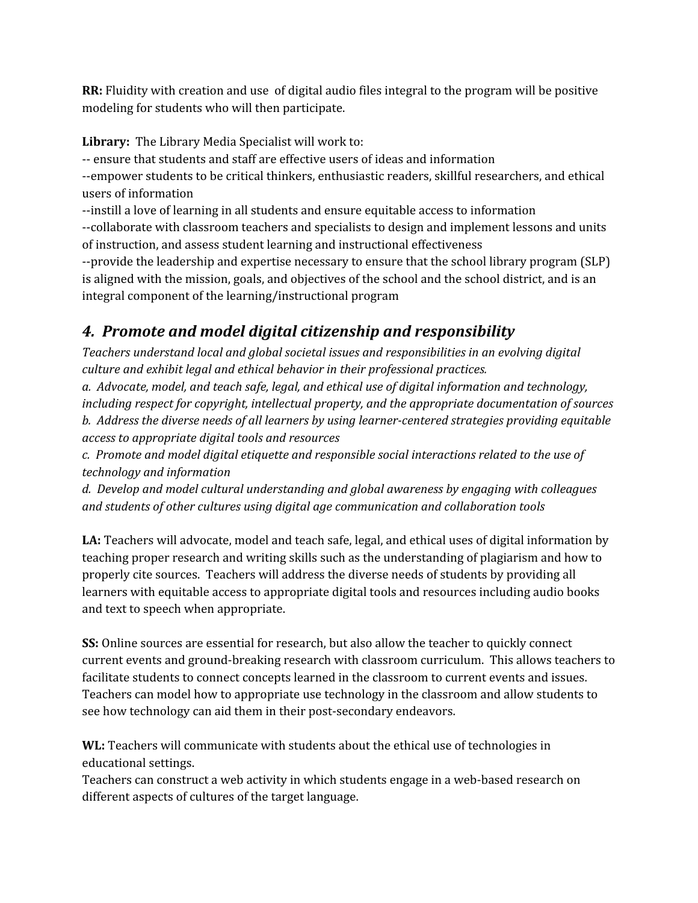**RR:** Fluidity with creation and use of digital audio files integral to the program will be positive modeling for students who will then participate.

**Library:** The Library Media Specialist will work to:
-- ensure that students and staff are effective users of ideas and information
--empower students to be critical thinkers, enthusiastic readers, skillful researchers, and ethical users of information
--instill a love of learning in all students and ensure equitable access to information
--collaborate with classroom teachers and specialists to design and implement lessons and units of instruction, and assess student learning and instructional effectiveness
--provide the leadership and expertise necessary to ensure that the school library program (SLP) is aligned with the mission, goals, and objectives of the school and the school district, and is an integral component of the learning/instructional program

## *4. Promote and model digital citizenship and responsibility*

*Teachers understand local and global societal issues and responsibilities in an evolving digital culture and exhibit legal and ethical behavior in their professional practices.*
*a. Advocate, model, and teach safe, legal, and ethical use of digital information and technology, including respect for copyright, intellectual property, and the appropriate documentation of sources*
*b. Address the diverse needs of all learners by using learner-centered strategies providing equitable access to appropriate digital tools and resources*
*c. Promote and model digital etiquette and responsible social interactions related to the use of technology and information*
*d. Develop and model cultural understanding and global awareness by engaging with colleagues and students of other cultures using digital age communication and collaboration tools*

**LA:** Teachers will advocate, model and teach safe, legal, and ethical uses of digital information by teaching proper research and writing skills such as the understanding of plagiarism and how to properly cite sources. Teachers will address the diverse needs of students by providing all learners with equitable access to appropriate digital tools and resources including audio books and text to speech when appropriate.

**SS:** Online sources are essential for research, but also allow the teacher to quickly connect current events and ground-breaking research with classroom curriculum. This allows teachers to facilitate students to connect concepts learned in the classroom to current events and issues. Teachers can model how to appropriate use technology in the classroom and allow students to see how technology can aid them in their post-secondary endeavors.

**WL:** Teachers will communicate with students about the ethical use of technologies in educational settings.
Teachers can construct a web activity in which students engage in a web-based research on different aspects of cultures of the target language.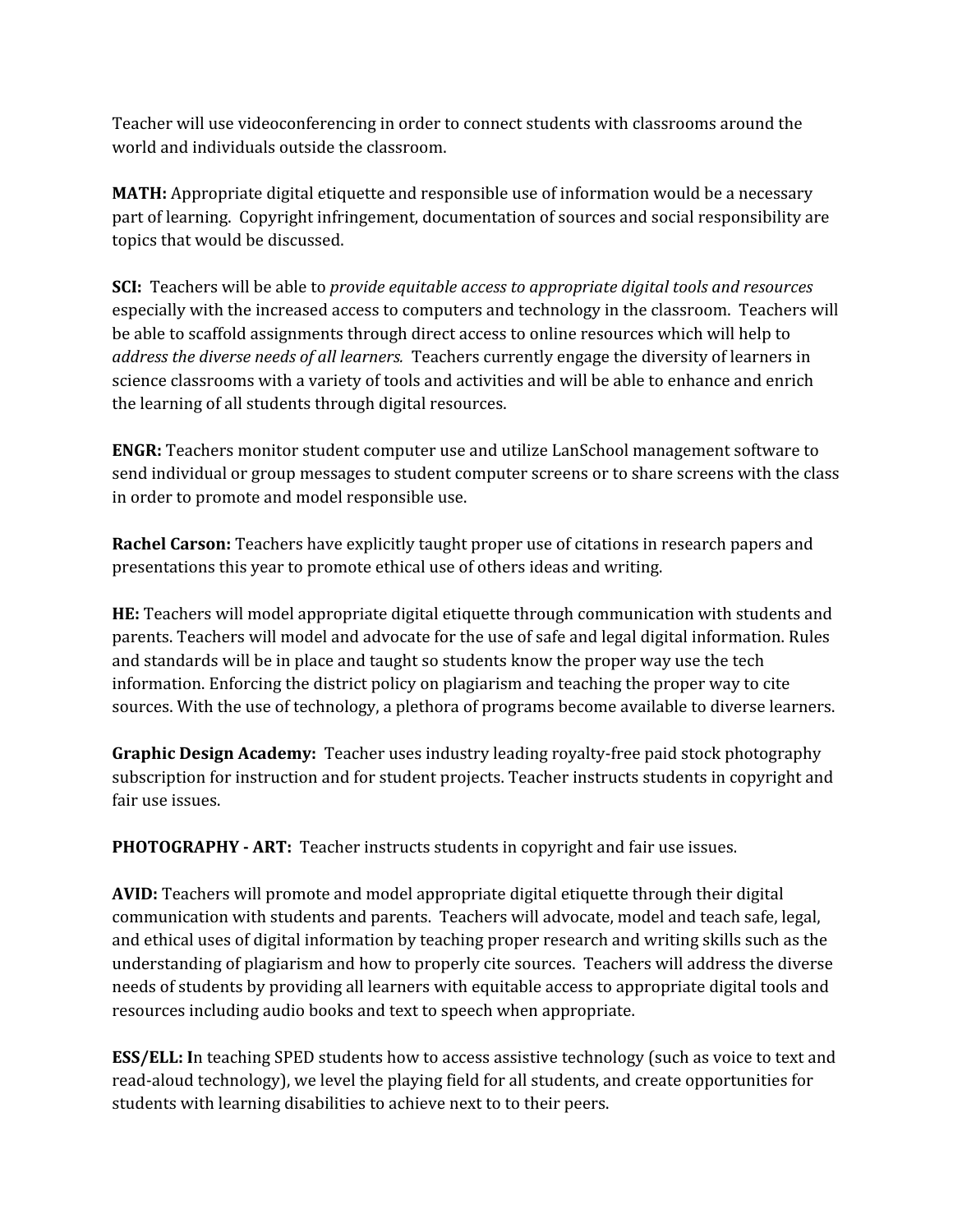Teacher will use videoconferencing in order to connect students with classrooms around the world and individuals outside the classroom.

**MATH:** Appropriate digital etiquette and responsible use of information would be a necessary part of learning. Copyright infringement, documentation of sources and social responsibility are topics that would be discussed.

**SCI:** Teachers will be able to *provide equitable access to appropriate digital tools and resources* especially with the increased access to computers and technology in the classroom. Teachers will be able to scaffold assignments through direct access to online resources which will help to *address the diverse needs of all learners.* Teachers currently engage the diversity of learners in science classrooms with a variety of tools and activities and will be able to enhance and enrich the learning of all students through digital resources.

**ENGR:** Teachers monitor student computer use and utilize LanSchool management software to send individual or group messages to student computer screens or to share screens with the class in order to promote and model responsible use.

**Rachel Carson:** Teachers have explicitly taught proper use of citations in research papers and presentations this year to promote ethical use of others ideas and writing.

**HE:** Teachers will model appropriate digital etiquette through communication with students and parents. Teachers will model and advocate for the use of safe and legal digital information. Rules and standards will be in place and taught so students know the proper way use the tech information. Enforcing the district policy on plagiarism and teaching the proper way to cite sources. With the use of technology, a plethora of programs become available to diverse learners.

**Graphic Design Academy:** Teacher uses industry leading royalty-free paid stock photography subscription for instruction and for student projects. Teacher instructs students in copyright and fair use issues.

**PHOTOGRAPHY - ART:** Teacher instructs students in copyright and fair use issues.

**AVID:** Teachers will promote and model appropriate digital etiquette through their digital communication with students and parents. Teachers will advocate, model and teach safe, legal, and ethical uses of digital information by teaching proper research and writing skills such as the understanding of plagiarism and how to properly cite sources. Teachers will address the diverse needs of students by providing all learners with equitable access to appropriate digital tools and resources including audio books and text to speech when appropriate.

**ESS/ELL: I**n teaching SPED students how to access assistive technology (such as voice to text and read-aloud technology), we level the playing field for all students, and create opportunities for students with learning disabilities to achieve next to to their peers.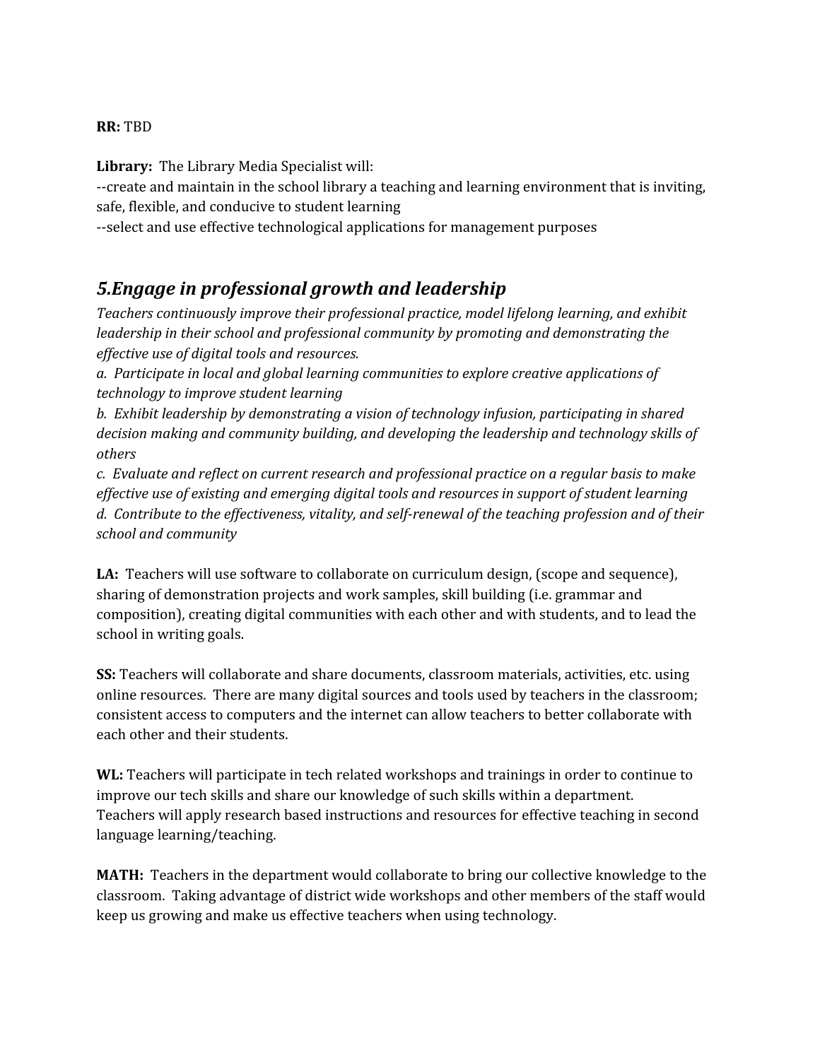**RR:** TBD

**Library:** The Library Media Specialist will:
--create and maintain in the school library a teaching and learning environment that is inviting, safe, flexible, and conducive to student learning
--select and use effective technological applications for management purposes

## *5.Engage in professional growth and leadership*

*Teachers continuously improve their professional practice, model lifelong learning, and exhibit leadership in their school and professional community by promoting and demonstrating the effective use of digital tools and resources.*
*a. Participate in local and global learning communities to explore creative applications of technology to improve student learning*
*b. Exhibit leadership by demonstrating a vision of technology infusion, participating in shared decision making and community building, and developing the leadership and technology skills of others*
*c. Evaluate and reflect on current research and professional practice on a regular basis to make effective use of existing and emerging digital tools and resources in support of student learning*
*d. Contribute to the effectiveness, vitality, and self-renewal of the teaching profession and of their school and community*

**LA:** Teachers will use software to collaborate on curriculum design, (scope and sequence), sharing of demonstration projects and work samples, skill building (i.e. grammar and composition), creating digital communities with each other and with students, and to lead the school in writing goals.

**SS:** Teachers will collaborate and share documents, classroom materials, activities, etc. using online resources. There are many digital sources and tools used by teachers in the classroom; consistent access to computers and the internet can allow teachers to better collaborate with each other and their students.

**WL:** Teachers will participate in tech related workshops and trainings in order to continue to improve our tech skills and share our knowledge of such skills within a department. Teachers will apply research based instructions and resources for effective teaching in second language learning/teaching.

**MATH:** Teachers in the department would collaborate to bring our collective knowledge to the classroom. Taking advantage of district wide workshops and other members of the staff would keep us growing and make us effective teachers when using technology.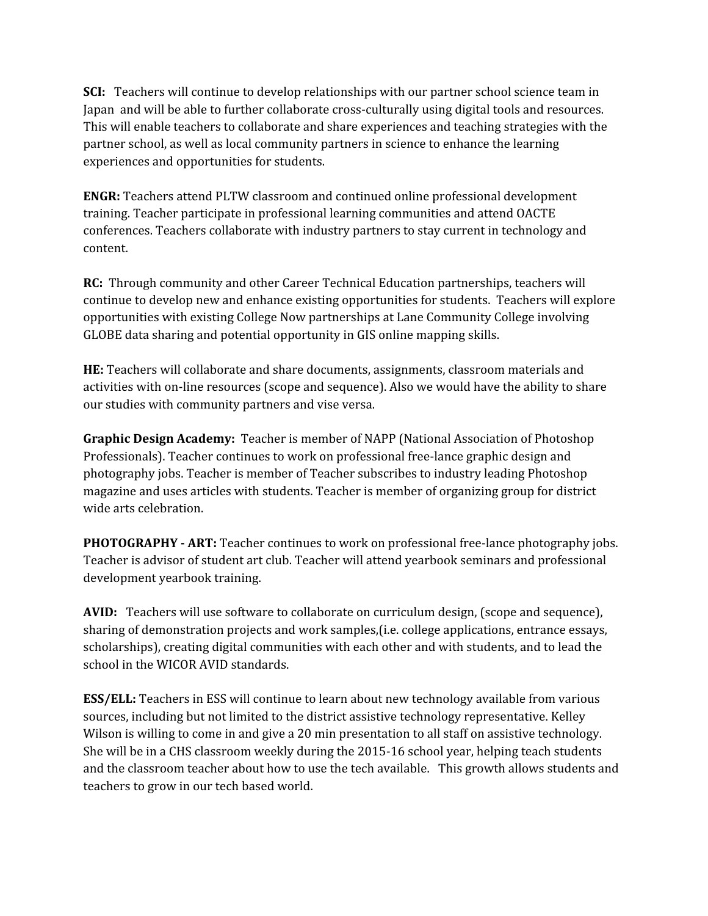**SCI:** Teachers will continue to develop relationships with our partner school science team in Japan and will be able to further collaborate cross-culturally using digital tools and resources. This will enable teachers to collaborate and share experiences and teaching strategies with the partner school, as well as local community partners in science to enhance the learning experiences and opportunities for students.

**ENGR:** Teachers attend PLTW classroom and continued online professional development training. Teacher participate in professional learning communities and attend OACTE conferences. Teachers collaborate with industry partners to stay current in technology and content.

**RC:** Through community and other Career Technical Education partnerships, teachers will continue to develop new and enhance existing opportunities for students. Teachers will explore opportunities with existing College Now partnerships at Lane Community College involving GLOBE data sharing and potential opportunity in GIS online mapping skills.

**HE:** Teachers will collaborate and share documents, assignments, classroom materials and activities with on-line resources (scope and sequence). Also we would have the ability to share our studies with community partners and vise versa.

**Graphic Design Academy:** Teacher is member of NAPP (National Association of Photoshop Professionals). Teacher continues to work on professional free-lance graphic design and photography jobs. Teacher is member of Teacher subscribes to industry leading Photoshop magazine and uses articles with students. Teacher is member of organizing group for district wide arts celebration.

**PHOTOGRAPHY - ART:** Teacher continues to work on professional free-lance photography jobs. Teacher is advisor of student art club. Teacher will attend yearbook seminars and professional development yearbook training.

**AVID:** Teachers will use software to collaborate on curriculum design, (scope and sequence), sharing of demonstration projects and work samples,(i.e. college applications, entrance essays, scholarships), creating digital communities with each other and with students, and to lead the school in the WICOR AVID standards.

**ESS/ELL:** Teachers in ESS will continue to learn about new technology available from various sources, including but not limited to the district assistive technology representative. Kelley Wilson is willing to come in and give a 20 min presentation to all staff on assistive technology. She will be in a CHS classroom weekly during the 2015-16 school year, helping teach students and the classroom teacher about how to use the tech available. This growth allows students and teachers to grow in our tech based world.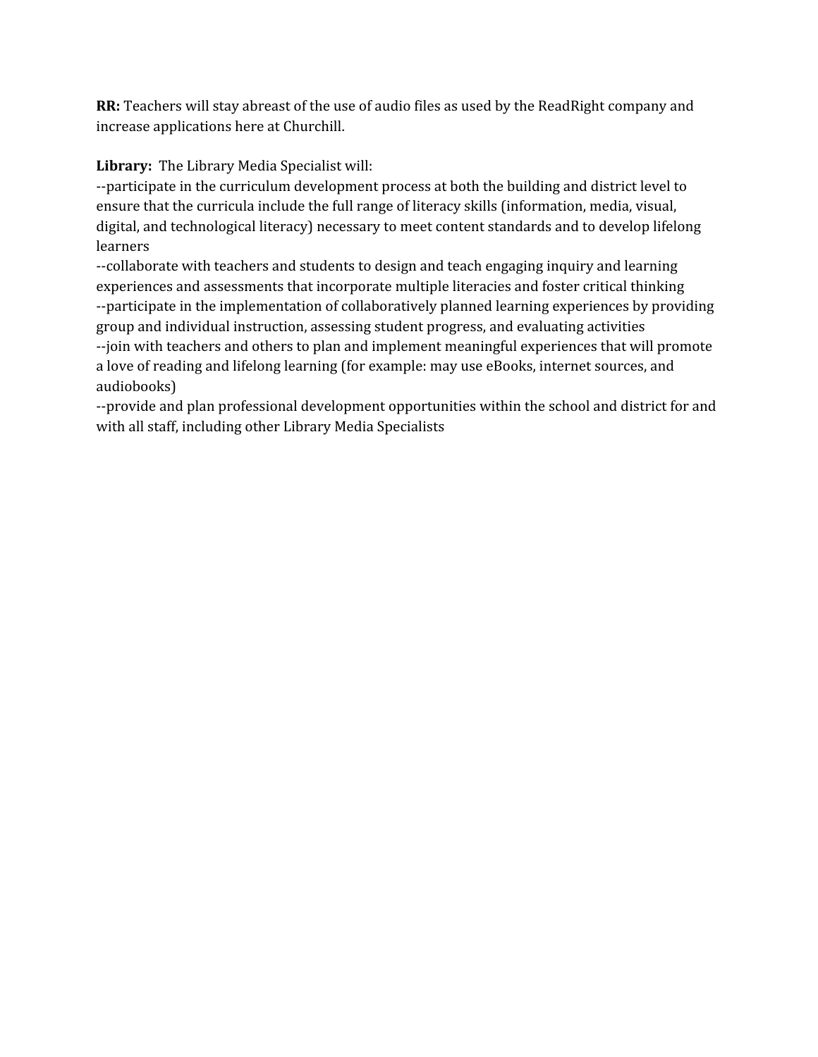**RR:** Teachers will stay abreast of the use of audio files as used by the ReadRight company and increase applications here at Churchill.

**Library:** The Library Media Specialist will:
--participate in the curriculum development process at both the building and district level to ensure that the curricula include the full range of literacy skills (information, media, visual, digital, and technological literacy) necessary to meet content standards and to develop lifelong learners
--collaborate with teachers and students to design and teach engaging inquiry and learning experiences and assessments that incorporate multiple literacies and foster critical thinking
--participate in the implementation of collaboratively planned learning experiences by providing group and individual instruction, assessing student progress, and evaluating activities
--join with teachers and others to plan and implement meaningful experiences that will promote a love of reading and lifelong learning (for example: may use eBooks, internet sources, and audiobooks)
--provide and plan professional development opportunities within the school and district for and with all staff, including other Library Media Specialists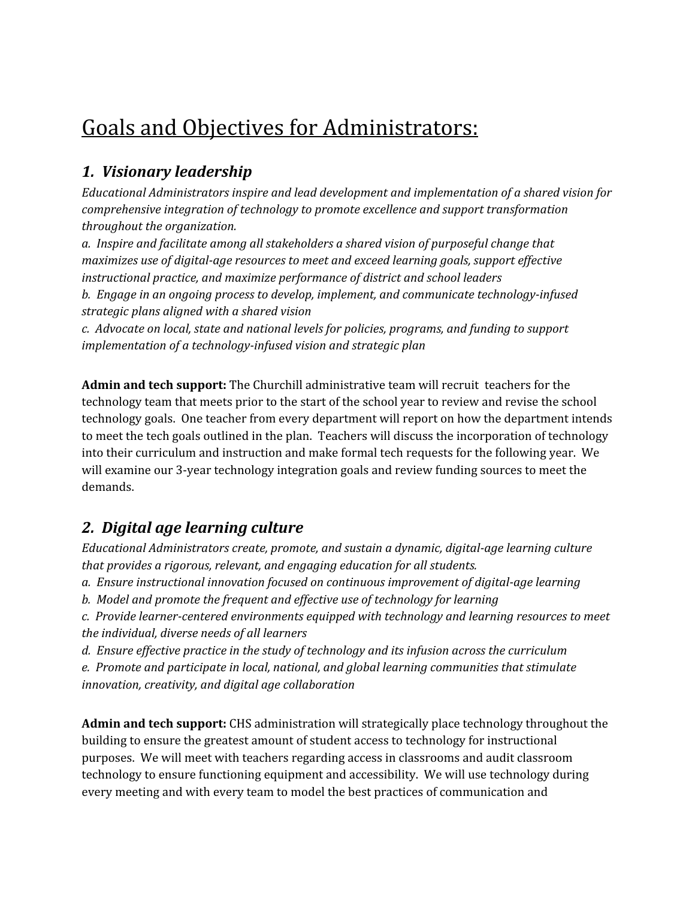# Goals and Objectives for Administrators:

## *1. Visionary leadership*

*Educational Administrators inspire and lead development and implementation of a shared vision for comprehensive integration of technology to promote excellence and support transformation throughout the organization.*

*a. Inspire and facilitate among all stakeholders a shared vision of purposeful change that maximizes use of digital-age resources to meet and exceed learning goals, support effective instructional practice, and maximize performance of district and school leaders*

*b. Engage in an ongoing process to develop, implement, and communicate technology-infused strategic plans aligned with a shared vision*

*c. Advocate on local, state and national levels for policies, programs, and funding to support implementation of a technology-infused vision and strategic plan*

**Admin and tech support:** The Churchill administrative team will recruit teachers for the technology team that meets prior to the start of the school year to review and revise the school technology goals. One teacher from every department will report on how the department intends to meet the tech goals outlined in the plan. Teachers will discuss the incorporation of technology into their curriculum and instruction and make formal tech requests for the following year. We will examine our 3-year technology integration goals and review funding sources to meet the demands.

## *2. Digital age learning culture*

*Educational Administrators create, promote, and sustain a dynamic, digital-age learning culture that provides a rigorous, relevant, and engaging education for all students.*

*a. Ensure instructional innovation focused on continuous improvement of digital-age learning*

*b. Model and promote the frequent and effective use of technology for learning*

*c. Provide learner-centered environments equipped with technology and learning resources to meet the individual, diverse needs of all learners*

*d. Ensure effective practice in the study of technology and its infusion across the curriculum*

*e. Promote and participate in local, national, and global learning communities that stimulate innovation, creativity, and digital age collaboration*

**Admin and tech support:** CHS administration will strategically place technology throughout the building to ensure the greatest amount of student access to technology for instructional purposes. We will meet with teachers regarding access in classrooms and audit classroom technology to ensure functioning equipment and accessibility. We will use technology during every meeting and with every team to model the best practices of communication and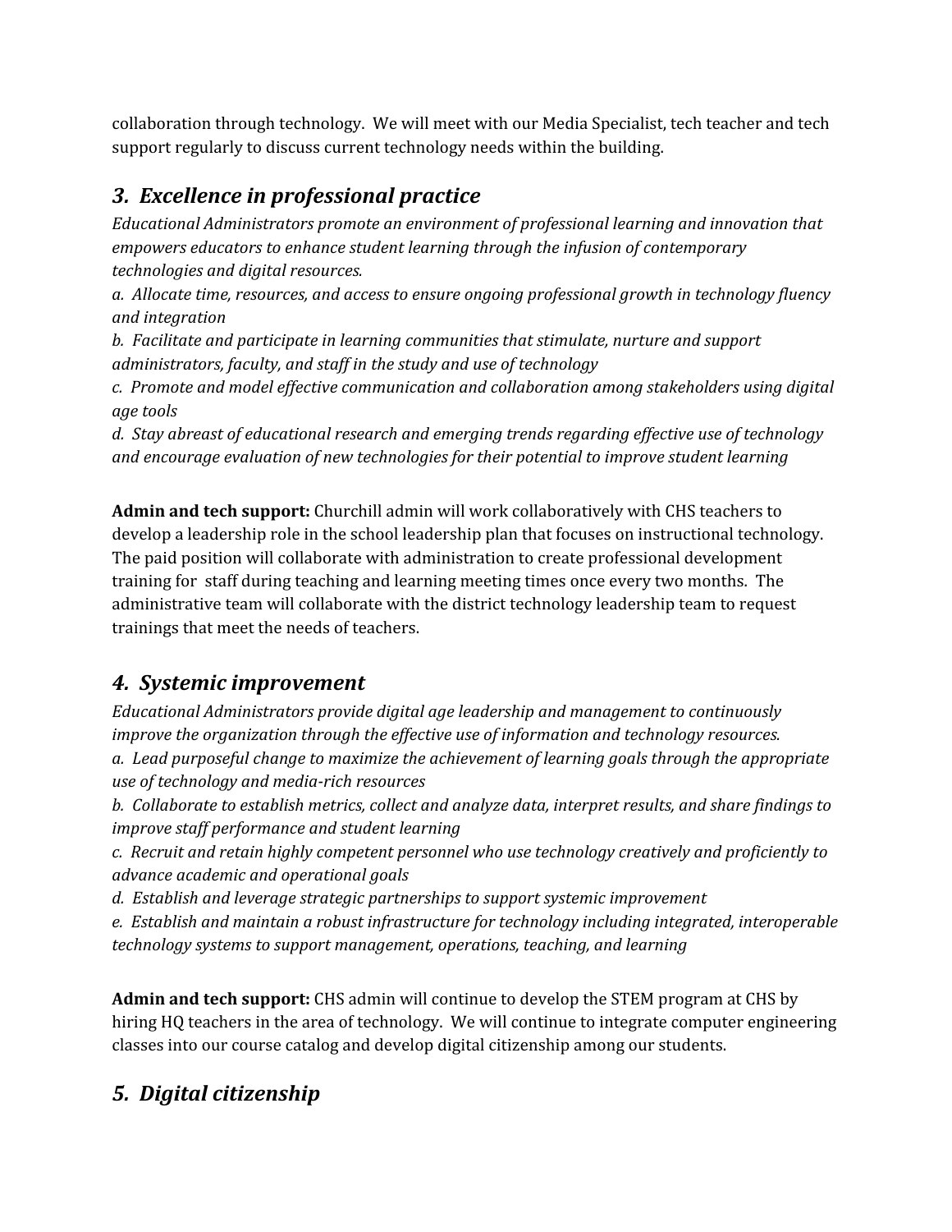collaboration through technology. We will meet with our Media Specialist, tech teacher and tech support regularly to discuss current technology needs within the building.

## *3. Excellence in professional practice*

*Educational Administrators promote an environment of professional learning and innovation that empowers educators to enhance student learning through the infusion of contemporary technologies and digital resources.*

*a. Allocate time, resources, and access to ensure ongoing professional growth in technology fluency and integration*

*b. Facilitate and participate in learning communities that stimulate, nurture and support administrators, faculty, and staff in the study and use of technology*

*c. Promote and model effective communication and collaboration among stakeholders using digital age tools*

*d. Stay abreast of educational research and emerging trends regarding effective use of technology and encourage evaluation of new technologies for their potential to improve student learning*

**Admin and tech support:** Churchill admin will work collaboratively with CHS teachers to develop a leadership role in the school leadership plan that focuses on instructional technology. The paid position will collaborate with administration to create professional development training for staff during teaching and learning meeting times once every two months. The administrative team will collaborate with the district technology leadership team to request trainings that meet the needs of teachers.

## *4. Systemic improvement*

*Educational Administrators provide digital age leadership and management to continuously improve the organization through the effective use of information and technology resources.*

*a. Lead purposeful change to maximize the achievement of learning goals through the appropriate use of technology and media-rich resources*

*b. Collaborate to establish metrics, collect and analyze data, interpret results, and share findings to improve staff performance and student learning*

*c. Recruit and retain highly competent personnel who use technology creatively and proficiently to advance academic and operational goals*

*d. Establish and leverage strategic partnerships to support systemic improvement*

*e. Establish and maintain a robust infrastructure for technology including integrated, interoperable technology systems to support management, operations, teaching, and learning*

**Admin and tech support:** CHS admin will continue to develop the STEM program at CHS by hiring HQ teachers in the area of technology. We will continue to integrate computer engineering classes into our course catalog and develop digital citizenship among our students.

## *5. Digital citizenship*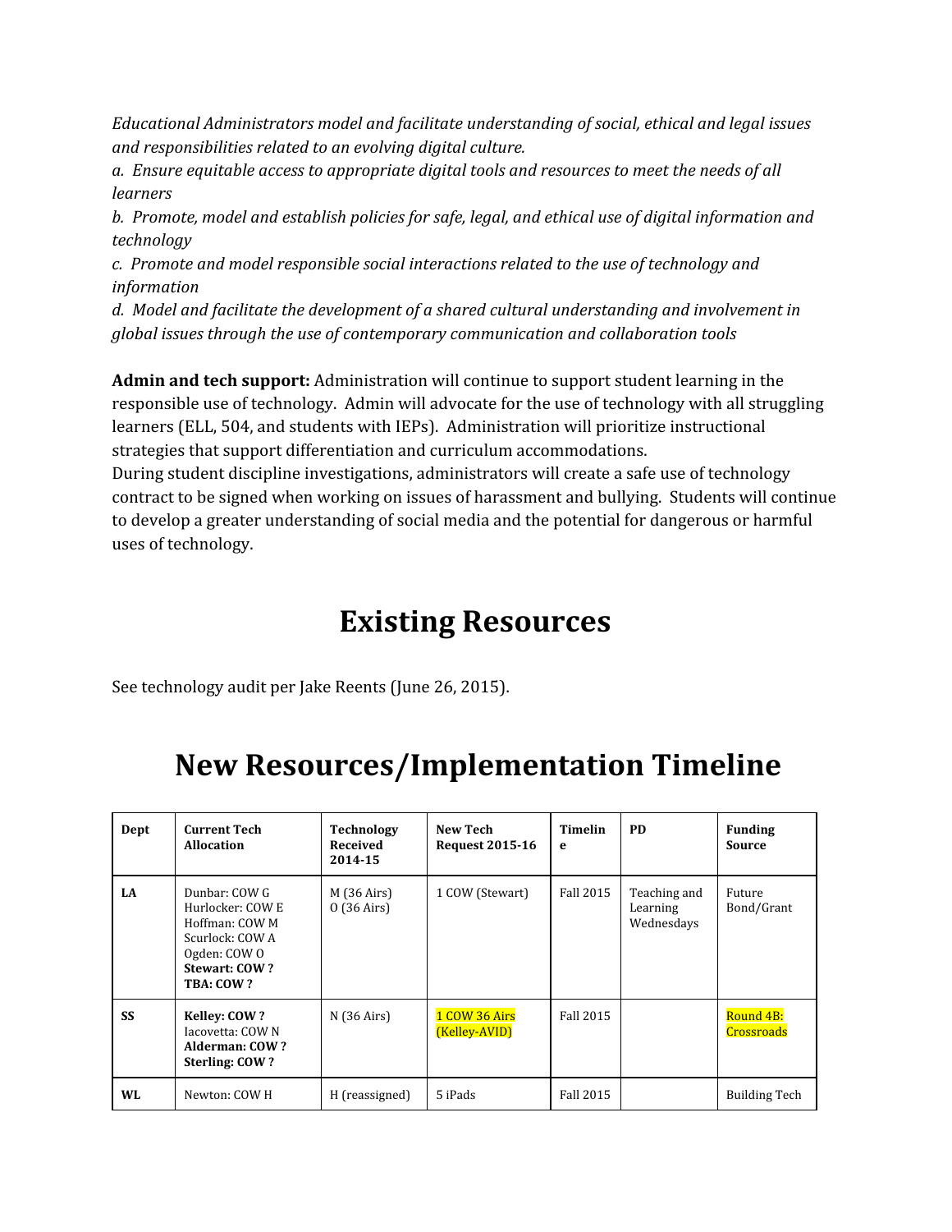*Educational Administrators model and facilitate understanding of social, ethical and legal issues and responsibilities related to an evolving digital culture.*

*a. Ensure equitable access to appropriate digital tools and resources to meet the needs of all learners*

*b. Promote, model and establish policies for safe, legal, and ethical use of digital information and technology*

*c. Promote and model responsible social interactions related to the use of technology and information*

*d. Model and facilitate the development of a shared cultural understanding and involvement in global issues through the use of contemporary communication and collaboration tools*

**Admin and tech support:** Administration will continue to support student learning in the responsible use of technology. Admin will advocate for the use of technology with all struggling learners (ELL, 504, and students with IEPs). Administration will prioritize instructional strategies that support differentiation and curriculum accommodations.

During student discipline investigations, administrators will create a safe use of technology contract to be signed when working on issues of harassment and bullying. Students will continue to develop a greater understanding of social media and the potential for dangerous or harmful uses of technology.

# Existing Resources

See technology audit per Jake Reents (June 26, 2015).

# New Resources/Implementation Timeline

| Dept | Current Tech Allocation | Technology Received 2014-15 | New Tech Request 2015-16 | Timeline | PD | Funding Source |
|---|---|---|---|---|---|---|
| **LA** | Dunbar: COW G<br>Hurlocker: COW E<br>Hoffman: COW M<br>Scurlock: COW A<br>Ogden: COW O<br>**Stewart: COW ?**<br>**TBA: COW ?** | M (36 Airs)<br>O (36 Airs) | 1 COW (Stewart) | Fall 2015 | Teaching and Learning Wednesdays | Future Bond/Grant |
| **SS** | **Kelley: COW ?**<br>Iacovetta: COW N<br>**Alderman: COW ?**<br>**Sterling: COW ?** | N (36 Airs) | 1 COW 36 Airs (Kelley-AVID) | Fall 2015 | | Round 4B: Crossroads |
| **WL** | Newton: COW H | H (reassigned) | 5 iPads | Fall 2015 | | Building Tech |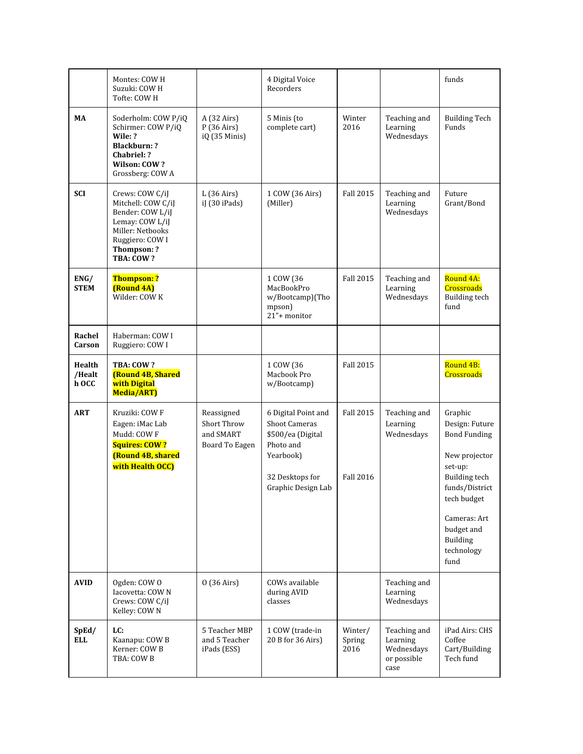| | Montes: COW H<br>Suzuki: COW H<br>Tofte: COW H | | 4 Digital Voice Recorders | | | funds |
|---|---|---|---|---|---|---|
| **MA** | Soderholm: COW P/iQ<br>Schirmer: COW P/iQ<br>**Wile: ?**<br>**Blackburn: ?**<br>**Chabriel: ?**<br>**Wilson: COW ?**<br>Grossberg: COW A | A (32 Airs)<br>P (36 Airs)<br>iQ (35 Minis) | 5 Minis (to complete cart) | Winter 2016 | Teaching and Learning Wednesdays | Building Tech Funds |
| **SCI** | Crews: COW C/iJ<br>Mitchell: COW C/iJ<br>Bender: COW L/iJ<br>Lemay: COW L/iJ<br>Miller: Netbooks<br>Ruggiero: COW I<br>**Thompson: ?**<br>**TBA: COW ?** | L (36 Airs)<br>iJ (30 iPads) | 1 COW (36 Airs) (Miller) | Fall 2015 | Teaching and Learning Wednesdays | Future Grant/Bond |
| **ENG/ STEM** | **Thompson: ?**<br>**(Round 4A)**<br>Wilder: COW K | | 1 COW (36 MacBookPro w/Bootcamp)(Thompson)<br>21"+ monitor | Fall 2015 | Teaching and Learning Wednesdays | Round 4A: Crossroads Building tech fund |
| **Rachel Carson** | Haberman: COW I<br>Ruggiero: COW I | | | | | |
| **Health /Health OCC** | **TBA: COW ?**<br>**(Round 4B, Shared with Digital Media/ART)** | | 1 COW (36 Macbook Pro w/Bootcamp) | Fall 2015 | | Round 4B: Crossroads |
| **ART** | Kruziki: COW F<br>Eagen: iMac Lab<br>Mudd: COW F<br>**Squires: COW ?**<br>**(Round 4B, shared with Health OCC)** | Reassigned Short Throw and SMART Board To Eagen | 6 Digital Point and Shoot Cameras $500/ea (Digital Photo and Yearbook)<br><br>32 Desktops for Graphic Design Lab | Fall 2015<br><br>Fall 2016 | Teaching and Learning Wednesdays | Graphic Design: Future Bond Funding<br><br>New projector set-up: Building tech funds/District tech budget<br><br>Cameras: Art budget and Building technology fund |
| **AVID** | Ogden: COW O<br>Iacovetta: COW N<br>Crews: COW C/iJ<br>Kelley: COW N | O (36 Airs) | COWs available during AVID classes | | Teaching and Learning Wednesdays | |
| **SpEd/ ELL** | **LC:**<br>Kaanapu: COW B<br>Kerner: COW B<br>TBA: COW B | 5 Teacher MBP and 5 Teacher iPads (ESS) | 1 COW (trade-in 20 B for 36 Airs) | Winter/ Spring 2016 | Teaching and Learning Wednesdays or possible case | iPad Airs: CHS Coffee Cart/Building Tech fund |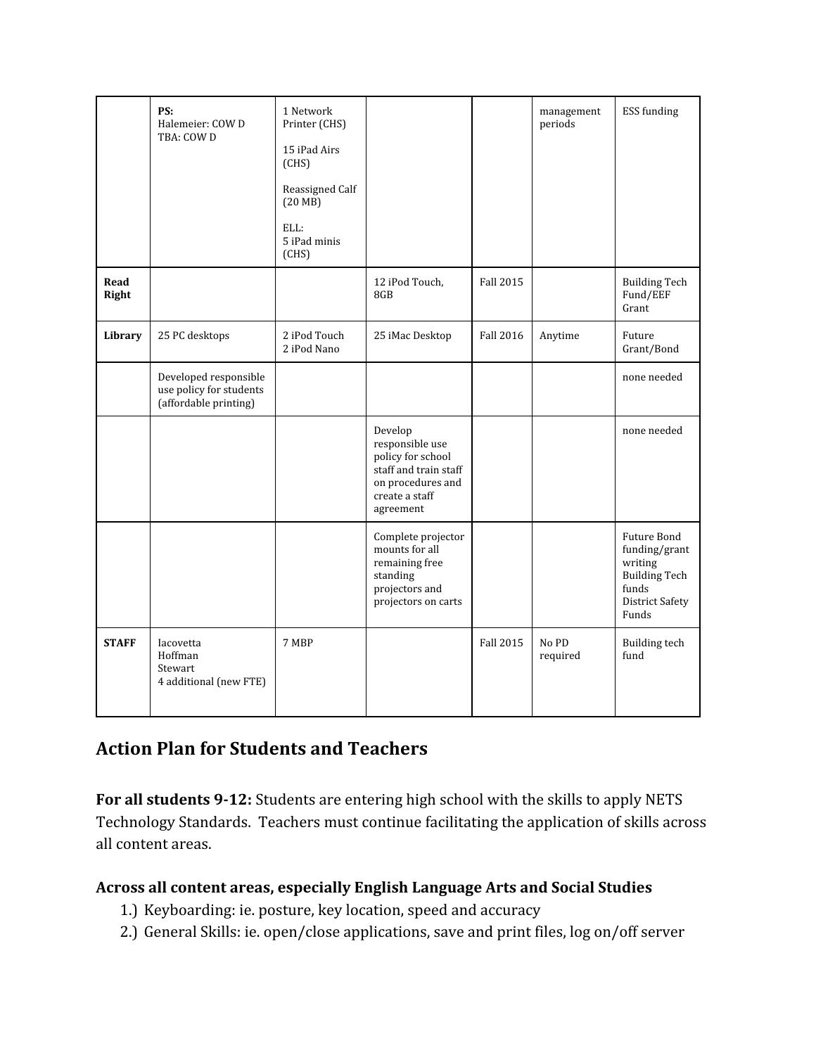|  |  |  |  |  |  |  |
|---|---|---|---|---|---|---|
|  | **PS:**<br>Halemeier: COW D<br>TBA: COW D | 1 Network Printer (CHS)<br><br>15 iPad Airs (CHS)<br><br>Reassigned Calf (20 MB)<br><br>ELL:<br>5 iPad minis (CHS) |  |  | management periods | ESS funding |
| **Read Right** |  |  | 12 iPod Touch, 8GB | Fall 2015 |  | Building Tech Fund/EEF Grant |
| **Library** | 25 PC desktops | 2 iPod Touch<br>2 iPod Nano | 25 iMac Desktop | Fall 2016 | Anytime | Future Grant/Bond |
|  | Developed responsible use policy for students (affordable printing) |  |  |  |  | none needed |
|  |  |  | Develop responsible use policy for school staff and train staff on procedures and create a staff agreement |  |  | none needed |
|  |  |  | Complete projector mounts for all remaining free standing projectors and projectors on carts |  |  | Future Bond funding/grant writing<br>Building Tech funds<br>District Safety Funds |
| **STAFF** | Iacovetta<br>Hoffman<br>Stewart<br>4 additional (new FTE) | 7 MBP |  | Fall 2015 | No PD required | Building tech fund |

## Action Plan for Students and Teachers

**For all students 9-12:** Students are entering high school with the skills to apply NETS Technology Standards. Teachers must continue facilitating the application of skills across all content areas.

### Across all content areas, especially English Language Arts and Social Studies

1.) Keyboarding: ie. posture, key location, speed and accuracy
2.) General Skills: ie. open/close applications, save and print files, log on/off server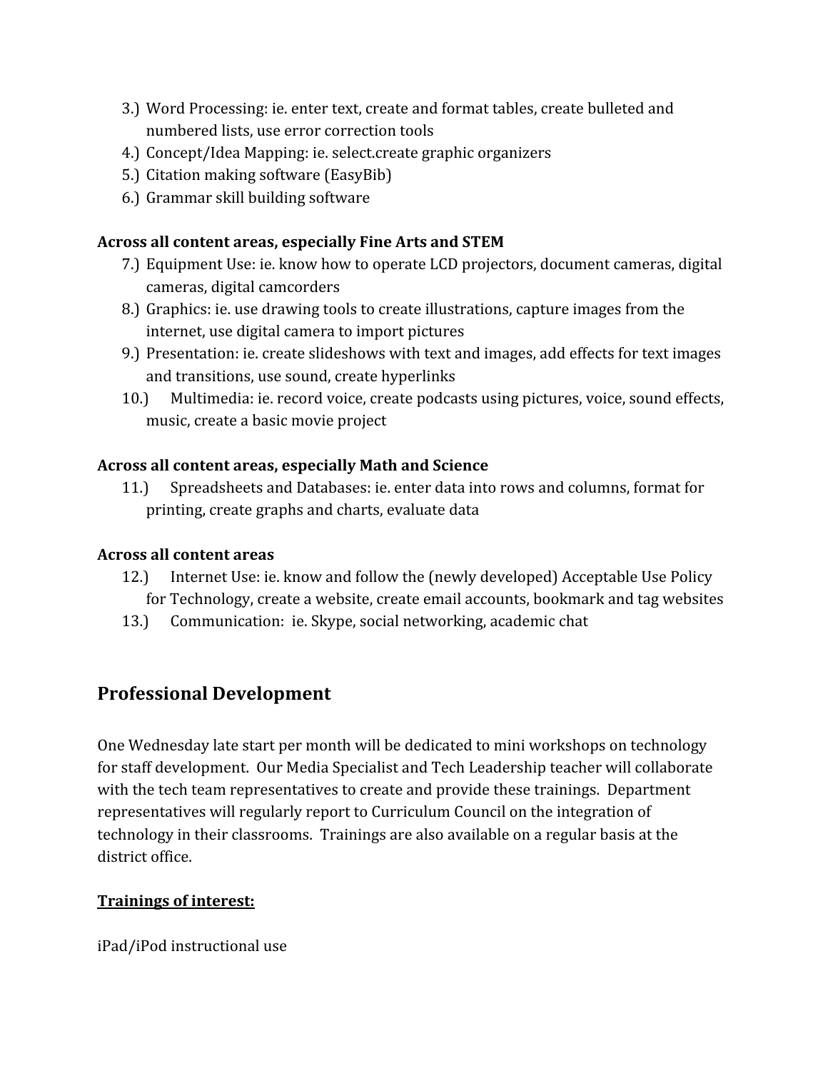3.) Word Processing: ie. enter text, create and format tables, create bulleted and numbered lists, use error correction tools
4.) Concept/Idea Mapping: ie. select.create graphic organizers
5.) Citation making software (EasyBib)
6.) Grammar skill building software

**Across all content areas, especially Fine Arts and STEM**

7.) Equipment Use: ie. know how to operate LCD projectors, document cameras, digital cameras, digital camcorders
8.) Graphics: ie. use drawing tools to create illustrations, capture images from the internet, use digital camera to import pictures
9.) Presentation: ie. create slideshows with text and images, add effects for text images and transitions, use sound, create hyperlinks
10.) Multimedia: ie. record voice, create podcasts using pictures, voice, sound effects, music, create a basic movie project

**Across all content areas, especially Math and Science**

11.) Spreadsheets and Databases: ie. enter data into rows and columns, format for printing, create graphs and charts, evaluate data

**Across all content areas**

12.) Internet Use: ie. know and follow the (newly developed) Acceptable Use Policy for Technology, create a website, create email accounts, bookmark and tag websites
13.) Communication: ie. Skype, social networking, academic chat

## Professional Development

One Wednesday late start per month will be dedicated to mini workshops on technology for staff development. Our Media Specialist and Tech Leadership teacher will collaborate with the tech team representatives to create and provide these trainings. Department representatives will regularly report to Curriculum Council on the integration of technology in their classrooms. Trainings are also available on a regular basis at the district office.

**<u>Trainings of interest:</u>**

iPad/iPod instructional use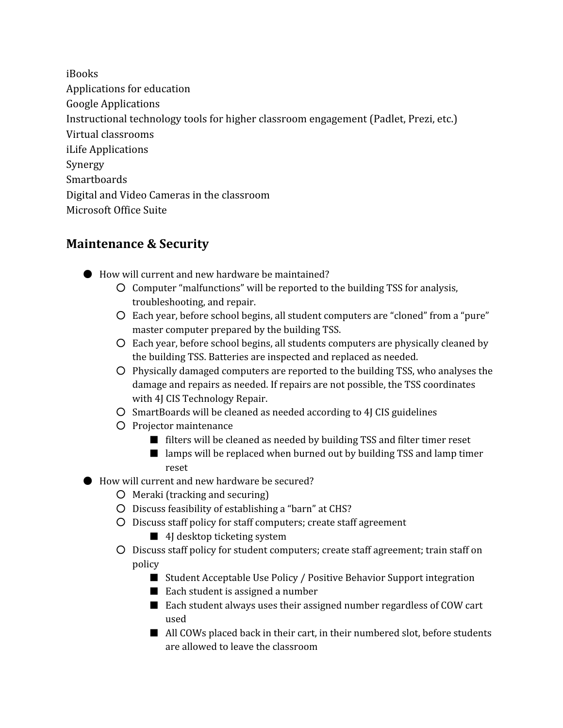iBooks
Applications for education
Google Applications
Instructional technology tools for higher classroom engagement (Padlet, Prezi, etc.)
Virtual classrooms
iLife Applications
Synergy
Smartboards
Digital and Video Cameras in the classroom
Microsoft Office Suite

## Maintenance & Security

- How will current and new hardware be maintained?
  - Computer “malfunctions” will be reported to the building TSS for analysis, troubleshooting, and repair.
  - Each year, before school begins, all student computers are “cloned” from a “pure” master computer prepared by the building TSS.
  - Each year, before school begins, all students computers are physically cleaned by the building TSS. Batteries are inspected and replaced as needed.
  - Physically damaged computers are reported to the building TSS, who analyses the damage and repairs as needed. If repairs are not possible, the TSS coordinates with 4J CIS Technology Repair.
  - SmartBoards will be cleaned as needed according to 4J CIS guidelines
  - Projector maintenance
    - filters will be cleaned as needed by building TSS and filter timer reset
    - lamps will be replaced when burned out by building TSS and lamp timer reset
- How will current and new hardware be secured?
  - Meraki (tracking and securing)
  - Discuss feasibility of establishing a “barn” at CHS?
  - Discuss staff policy for staff computers; create staff agreement
    - 4J desktop ticketing system
  - Discuss staff policy for student computers; create staff agreement; train staff on policy
    - Student Acceptable Use Policy / Positive Behavior Support integration
    - Each student is assigned a number
    - Each student always uses their assigned number regardless of COW cart used
    - All COWs placed back in their cart, in their numbered slot, before students are allowed to leave the classroom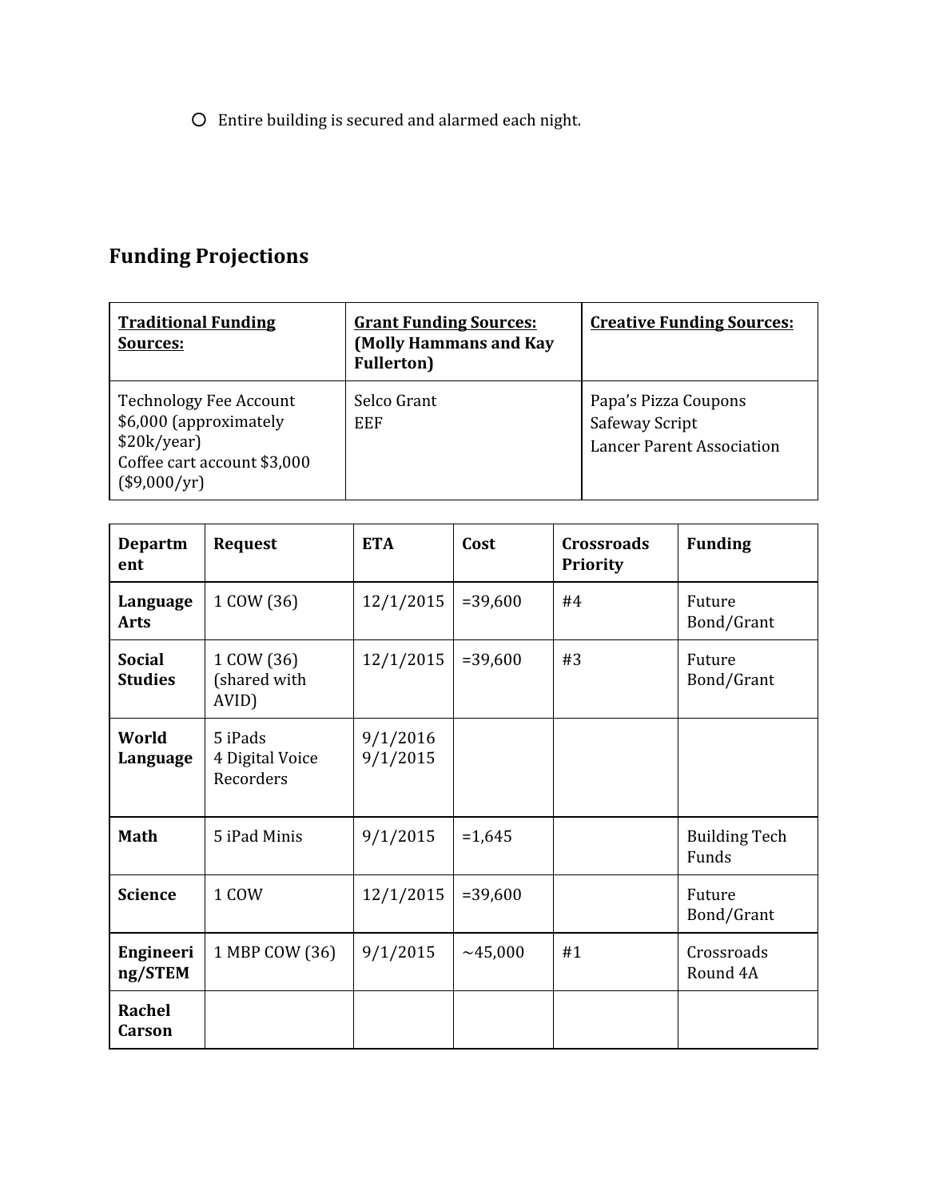- Entire building is secured and alarmed each night.

## Funding Projections

| **Traditional Funding Sources:** | **Grant Funding Sources: (Molly Hammans and Kay Fullerton)** | **Creative Funding Sources:** |
|---|---|---|
| Technology Fee Account $6,000 (approximately $20k/year)<br>Coffee cart account $3,000 ($9,000/yr) | Selco Grant<br>EEF | Papa's Pizza Coupons<br>Safeway Script<br>Lancer Parent Association |

| Department | Request | ETA | Cost | Crossroads Priority | Funding |
|---|---|---|---|---|---|
| **Language Arts** | 1 COW (36) | 12/1/2015 | =39,600 | #4 | Future Bond/Grant |
| **Social Studies** | 1 COW (36) (shared with AVID) | 12/1/2015 | =39,600 | #3 | Future Bond/Grant |
| **World Language** | 5 iPads<br>4 Digital Voice Recorders | 9/1/2016<br>9/1/2015 | | | |
| **Math** | 5 iPad Minis | 9/1/2015 | =1,645 | | Building Tech Funds |
| **Science** | 1 COW | 12/1/2015 | =39,600 | | Future Bond/Grant |
| **Engineering/STEM** | 1 MBP COW (36) | 9/1/2015 | ~45,000 | #1 | Crossroads Round 4A |
| **Rachel Carson** | | | | | |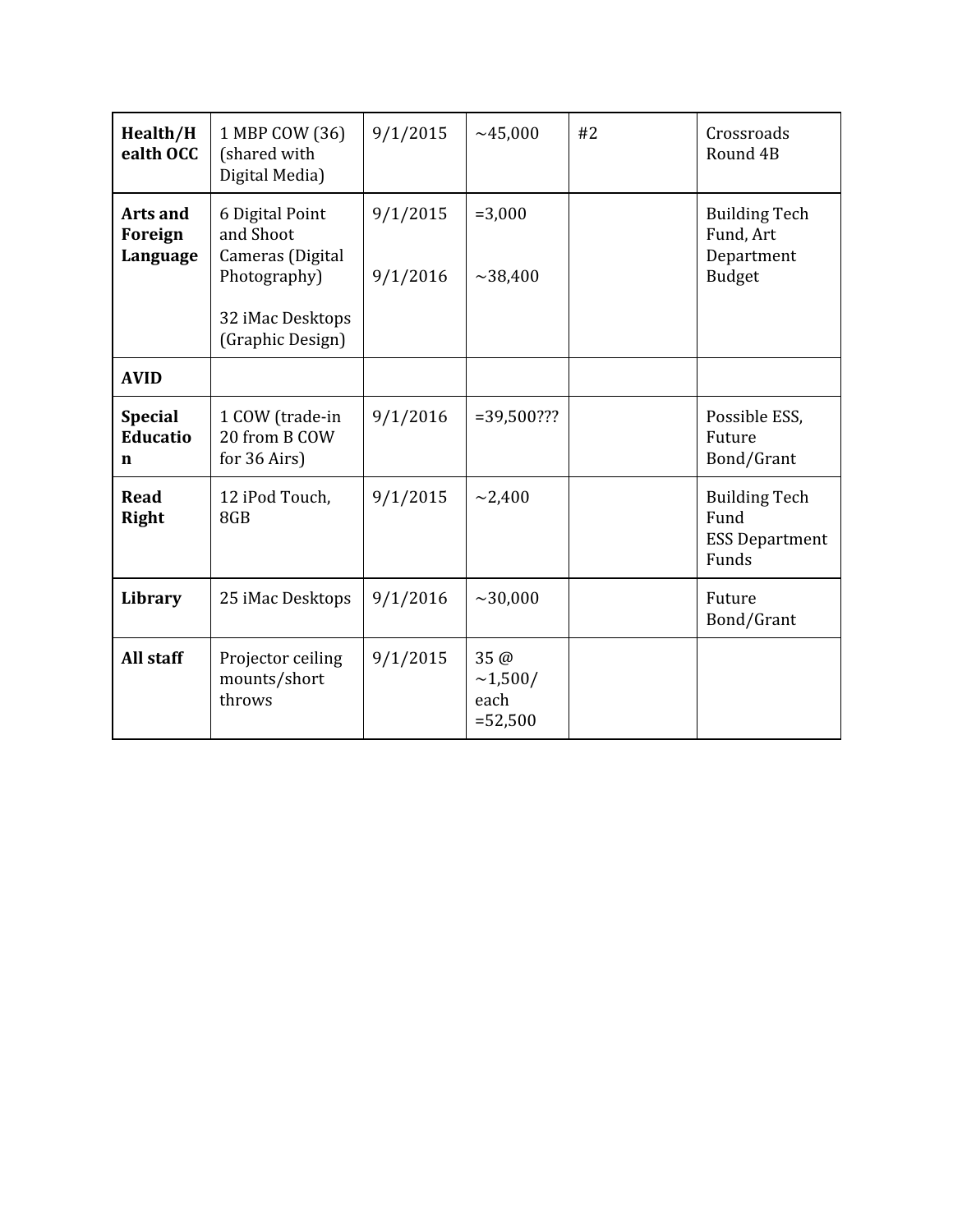| | | | | | |
|---|---|---|---|---|---|
| **Health/Health OCC** | 1 MBP COW (36) (shared with Digital Media) | 9/1/2015 | ~45,000 | #2 | Crossroads Round 4B |
| **Arts and Foreign Language** | 6 Digital Point and Shoot Cameras (Digital Photography)<br><br>32 iMac Desktops (Graphic Design) | 9/1/2015<br><br>9/1/2016 | =3,000<br><br>~38,400 | | Building Tech Fund, Art Department Budget |
| **AVID** | | | | | |
| **Special Education** | 1 COW (trade-in 20 from B COW for 36 Airs) | 9/1/2016 | =39,500??? | | Possible ESS, Future Bond/Grant |
| **Read Right** | 12 iPod Touch, 8GB | 9/1/2015 | ~2,400 | | Building Tech Fund<br>ESS Department Funds |
| **Library** | 25 iMac Desktops | 9/1/2016 | ~30,000 | | Future Bond/Grant |
| **All staff** | Projector ceiling mounts/short throws | 9/1/2015 | 35 @ ~1,500/ each =52,500 | | |